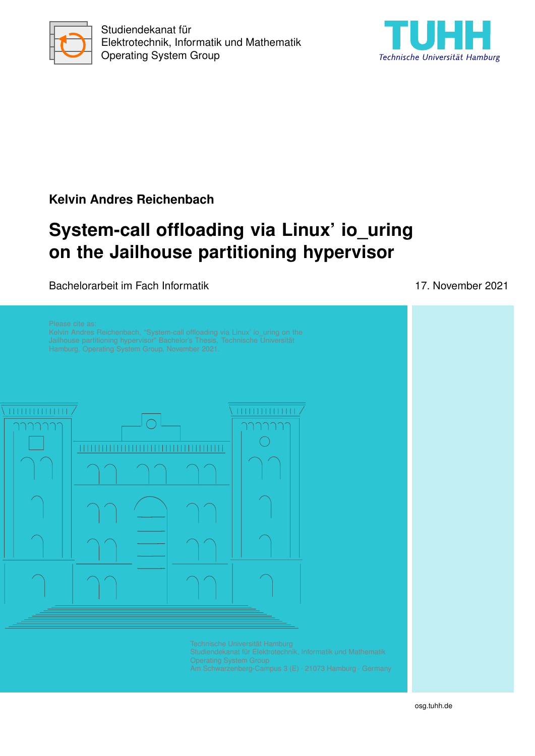Studiendekanat für
Elektrotechnik, Informatik und Mathematik
Operating System Group

TUHH
Technische Universität Hamburg

**Kelvin Andres Reichenbach**

# System-call offloading via Linux' io_uring on the Jailhouse partitioning hypervisor

Bachelorarbeit im Fach Informatik

17. November 2021

Please cite as:
Kelvin Andres Reichenbach, "System-call offloading via Linux' io_uring on the Jailhouse partitioning hypervisor" Bachelor's Thesis, Technische Universität Hamburg, Operating System Group, November 2021.

Technische Universität Hamburg
Studiendekanat für Elektrotechnik, Informatik und Mathematik
Operating System Group
Am Schwarzenberg-Campus 3 (E) · 21073 Hamburg · Germany

osg.tuhh.de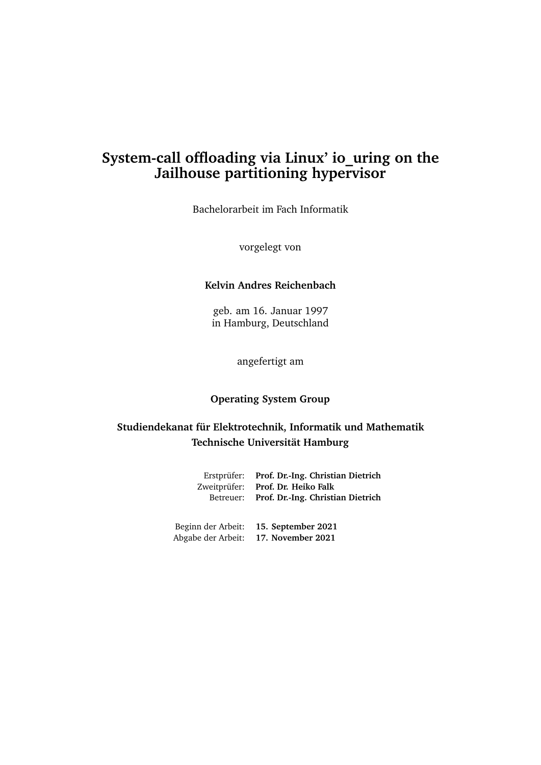# System-call offloading via Linux' io_uring on the Jailhouse partitioning hypervisor

Bachelorarbeit im Fach Informatik

vorgelegt von

**Kelvin Andres Reichenbach**

geb. am 16. Januar 1997
in Hamburg, Deutschland

angefertigt am

**Operating System Group**

**Studiendekanat für Elektrotechnik, Informatik und Mathematik**
**Technische Universität Hamburg**

| | |
|---|---|
| Erstprüfer: | **Prof. Dr.-Ing. Christian Dietrich** |
| Zweitprüfer: | **Prof. Dr. Heiko Falk** |
| Betreuer: | **Prof. Dr.-Ing. Christian Dietrich** |

| | |
|---|---|
| Beginn der Arbeit: | **15. September 2021** |
| Abgabe der Arbeit: | **17. November 2021** |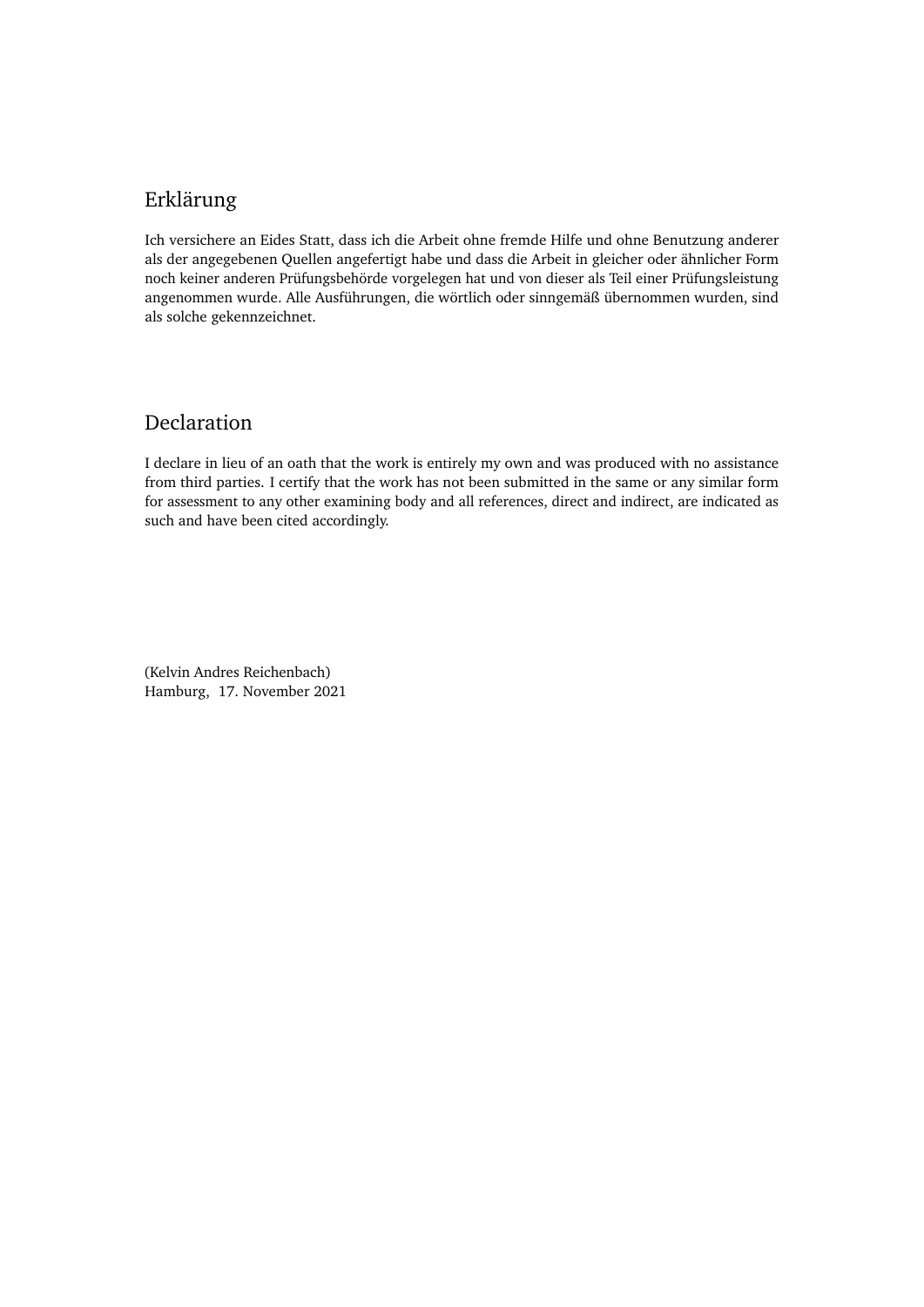## Erklärung

Ich versichere an Eides Statt, dass ich die Arbeit ohne fremde Hilfe und ohne Benutzung anderer als der angegebenen Quellen angefertigt habe und dass die Arbeit in gleicher oder ähnlicher Form noch keiner anderen Prüfungsbehörde vorgelegen hat und von dieser als Teil einer Prüfungsleistung angenommen wurde. Alle Ausführungen, die wörtlich oder sinngemäß übernommen wurden, sind als solche gekennzeichnet.

## Declaration

I declare in lieu of an oath that the work is entirely my own and was produced with no assistance from third parties. I certify that the work has not been submitted in the same or any similar form for assessment to any other examining body and all references, direct and indirect, are indicated as such and have been cited accordingly.

(Kelvin Andres Reichenbach)
Hamburg, 17. November 2021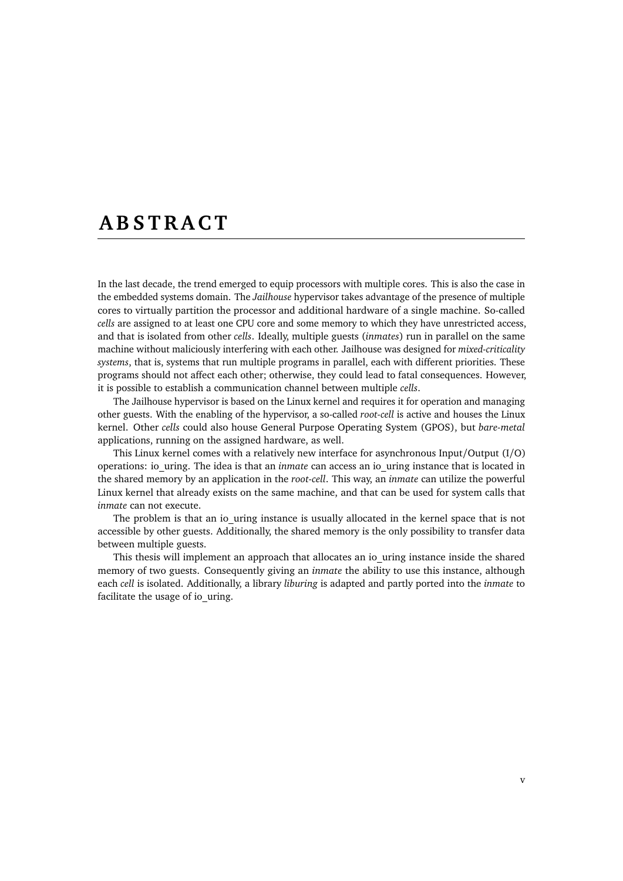# ABSTRACT

In the last decade, the trend emerged to equip processors with multiple cores. This is also the case in the embedded systems domain. The *Jailhouse* hypervisor takes advantage of the presence of multiple cores to virtually partition the processor and additional hardware of a single machine. So-called *cells* are assigned to at least one CPU core and some memory to which they have unrestricted access, and that is isolated from other *cells*. Ideally, multiple guests (*inmates*) run in parallel on the same machine without maliciously interfering with each other. Jailhouse was designed for *mixed-criticality systems*, that is, systems that run multiple programs in parallel, each with different priorities. These programs should not affect each other; otherwise, they could lead to fatal consequences. However, it is possible to establish a communication channel between multiple *cells*.

The Jailhouse hypervisor is based on the Linux kernel and requires it for operation and managing other guests. With the enabling of the hypervisor, a so-called *root-cell* is active and houses the Linux kernel. Other *cells* could also house General Purpose Operating System (GPOS), but *bare-metal* applications, running on the assigned hardware, as well.

This Linux kernel comes with a relatively new interface for asynchronous Input/Output (I/O) operations: io_uring. The idea is that an *inmate* can access an io_uring instance that is located in the shared memory by an application in the *root-cell*. This way, an *inmate* can utilize the powerful Linux kernel that already exists on the same machine, and that can be used for system calls that *inmate* can not execute.

The problem is that an io_uring instance is usually allocated in the kernel space that is not accessible by other guests. Additionally, the shared memory is the only possibility to transfer data between multiple guests.

This thesis will implement an approach that allocates an io_uring instance inside the shared memory of two guests. Consequently giving an *inmate* the ability to use this instance, although each *cell* is isolated. Additionally, a library *liburing* is adapted and partly ported into the *inmate* to facilitate the usage of io_uring.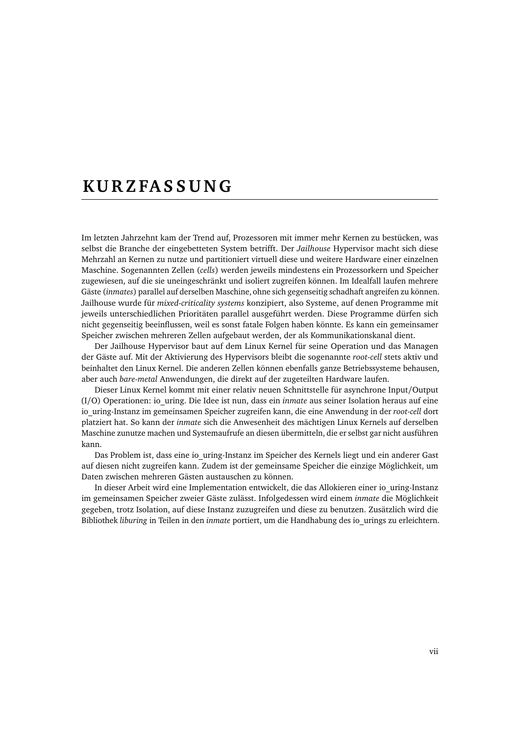# KURZFASSUNG

Im letzten Jahrzehnt kam der Trend auf, Prozessoren mit immer mehr Kernen zu bestücken, was selbst die Branche der eingebetteten System betrifft. Der *Jailhouse* Hypervisor macht sich diese Mehrzahl an Kernen zu nutze und partitioniert virtuell diese und weitere Hardware einer einzelnen Maschine. Sogenannten Zellen (*cells*) werden jeweils mindestens ein Prozessorkern und Speicher zugewiesen, auf die sie uneingeschränkt und isoliert zugreifen können. Im Idealfall laufen mehrere Gäste (*inmates*) parallel auf derselben Maschine, ohne sich gegenseitig schadhaft angreifen zu können. Jailhouse wurde für *mixed-criticality systems* konzipiert, also Systeme, auf denen Programme mit jeweils unterschiedlichen Prioritäten parallel ausgeführt werden. Diese Programme dürfen sich nicht gegenseitig beeinflussen, weil es sonst fatale Folgen haben könnte. Es kann ein gemeinsamer Speicher zwischen mehreren Zellen aufgebaut werden, der als Kommunikationskanal dient.

Der Jailhouse Hypervisor baut auf dem Linux Kernel für seine Operation und das Managen der Gäste auf. Mit der Aktivierung des Hypervisors bleibt die sogenannte *root-cell* stets aktiv und beinhaltet den Linux Kernel. Die anderen Zellen können ebenfalls ganze Betriebssysteme behausen, aber auch *bare-metal* Anwendungen, die direkt auf der zugeteilten Hardware laufen.

Dieser Linux Kernel kommt mit einer relativ neuen Schnittstelle für asynchrone Input/Output (I/O) Operationen: io_uring. Die Idee ist nun, dass ein *inmate* aus seiner Isolation heraus auf eine io_uring-Instanz im gemeinsamen Speicher zugreifen kann, die eine Anwendung in der *root-cell* dort platziert hat. So kann der *inmate* sich die Anwesenheit des mächtigen Linux Kernels auf derselben Maschine zunutze machen und Systemaufrufe an diesen übermitteln, die er selbst gar nicht ausführen kann.

Das Problem ist, dass eine io_uring-Instanz im Speicher des Kernels liegt und ein anderer Gast auf diesen nicht zugreifen kann. Zudem ist der gemeinsame Speicher die einzige Möglichkeit, um Daten zwischen mehreren Gästen austauschen zu können.

In dieser Arbeit wird eine Implementation entwickelt, die das Allokieren einer io_uring-Instanz im gemeinsamen Speicher zweier Gäste zulässt. Infolgedessen wird einem *inmate* die Möglichkeit gegeben, trotz Isolation, auf diese Instanz zuzugreifen und diese zu benutzen. Zusätzlich wird die Bibliothek *liburing* in Teilen in den *inmate* portiert, um die Handhabung des io_urings zu erleichtern.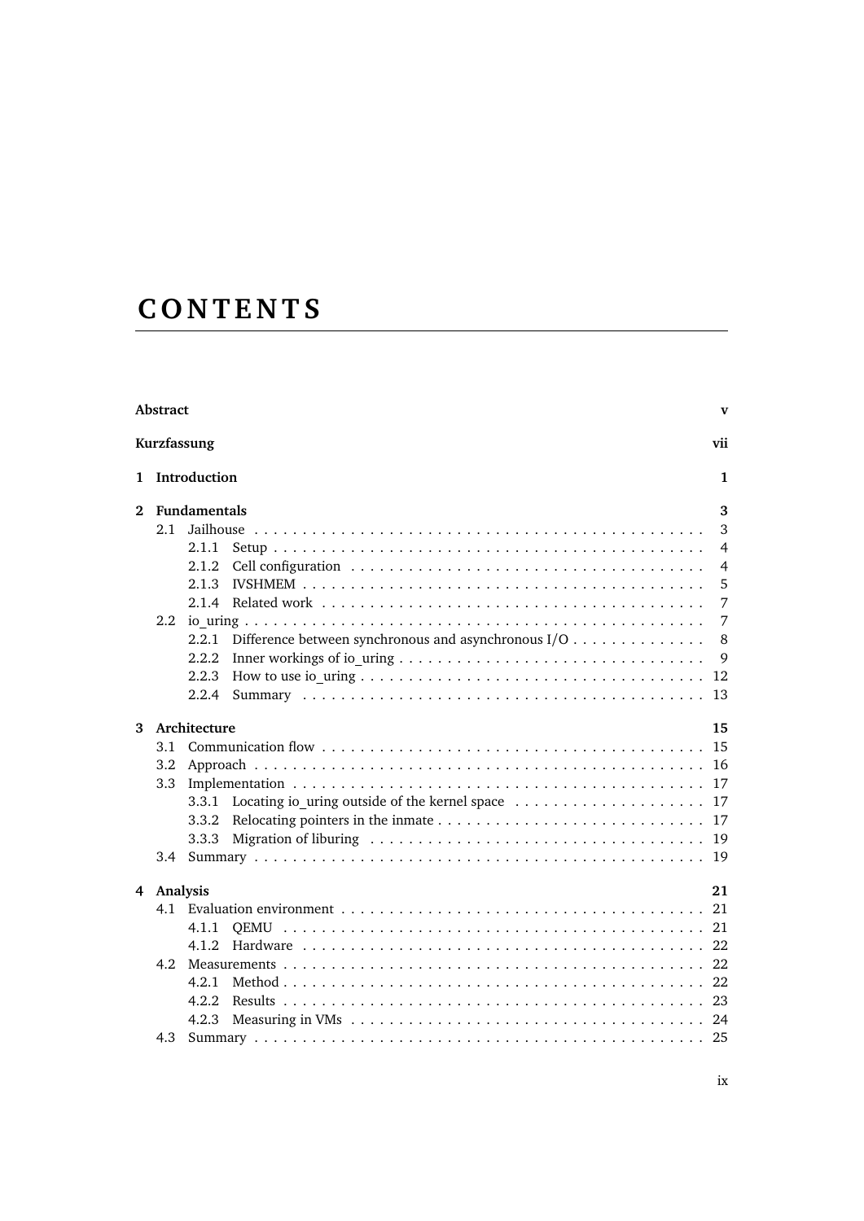# CONTENTS

**Abstract** **v**

**Kurzfassung** **vii**

**1 Introduction** **1**

**2 Fundamentals** **3**

- 2.1 Jailhouse . . . 3
  - 2.1.1 Setup . . . 4
  - 2.1.2 Cell configuration . . . 4
  - 2.1.3 IVSHMEM . . . 5
  - 2.1.4 Related work . . . 7
- 2.2 io_uring . . . 7
  - 2.2.1 Difference between synchronous and asynchronous I/O . . . 8
  - 2.2.2 Inner workings of io_uring . . . 9
  - 2.2.3 How to use io_uring . . . 12
  - 2.2.4 Summary . . . 13

**3 Architecture** **15**

- 3.1 Communication flow . . . 15
- 3.2 Approach . . . 16
- 3.3 Implementation . . . 17
  - 3.3.1 Locating io_uring outside of the kernel space . . . 17
  - 3.3.2 Relocating pointers in the inmate . . . 17
  - 3.3.3 Migration of liburing . . . 19
- 3.4 Summary . . . 19

**4 Analysis** **21**

- 4.1 Evaluation environment . . . 21
  - 4.1.1 QEMU . . . 21
  - 4.1.2 Hardware . . . 22
- 4.2 Measurements . . . 22
  - 4.2.1 Method . . . 22
  - 4.2.2 Results . . . 23
  - 4.2.3 Measuring in VMs . . . 24
- 4.3 Summary . . . 25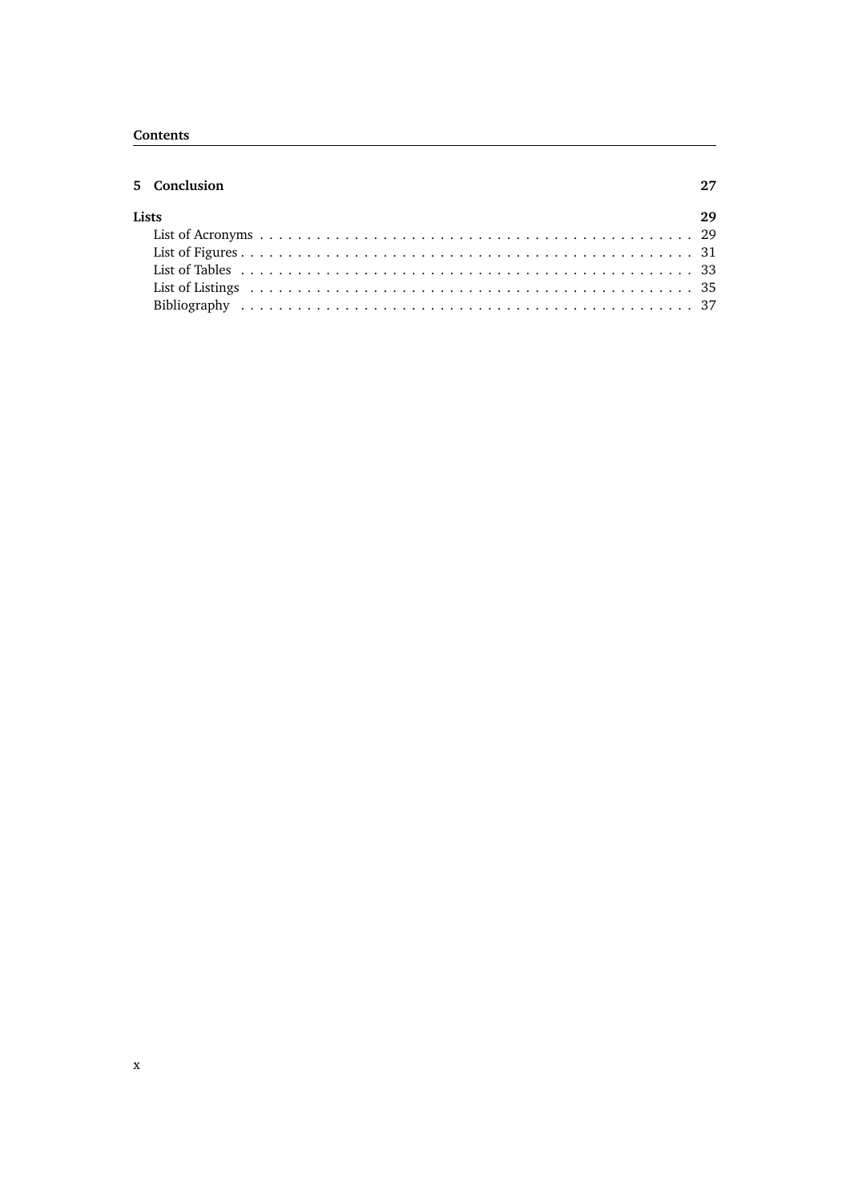**5 Conclusion** **27**

**Lists** **29**

List of Acronyms . . . . . . . . . . . . . . . . . . . . . . . . . . . . . . . . . . . . . . . . . . . . . 29
List of Figures . . . . . . . . . . . . . . . . . . . . . . . . . . . . . . . . . . . . . . . . . . . . . . 31
List of Tables . . . . . . . . . . . . . . . . . . . . . . . . . . . . . . . . . . . . . . . . . . . . . . 33
List of Listings . . . . . . . . . . . . . . . . . . . . . . . . . . . . . . . . . . . . . . . . . . . . . 35
Bibliography . . . . . . . . . . . . . . . . . . . . . . . . . . . . . . . . . . . . . . . . . . . . . . 37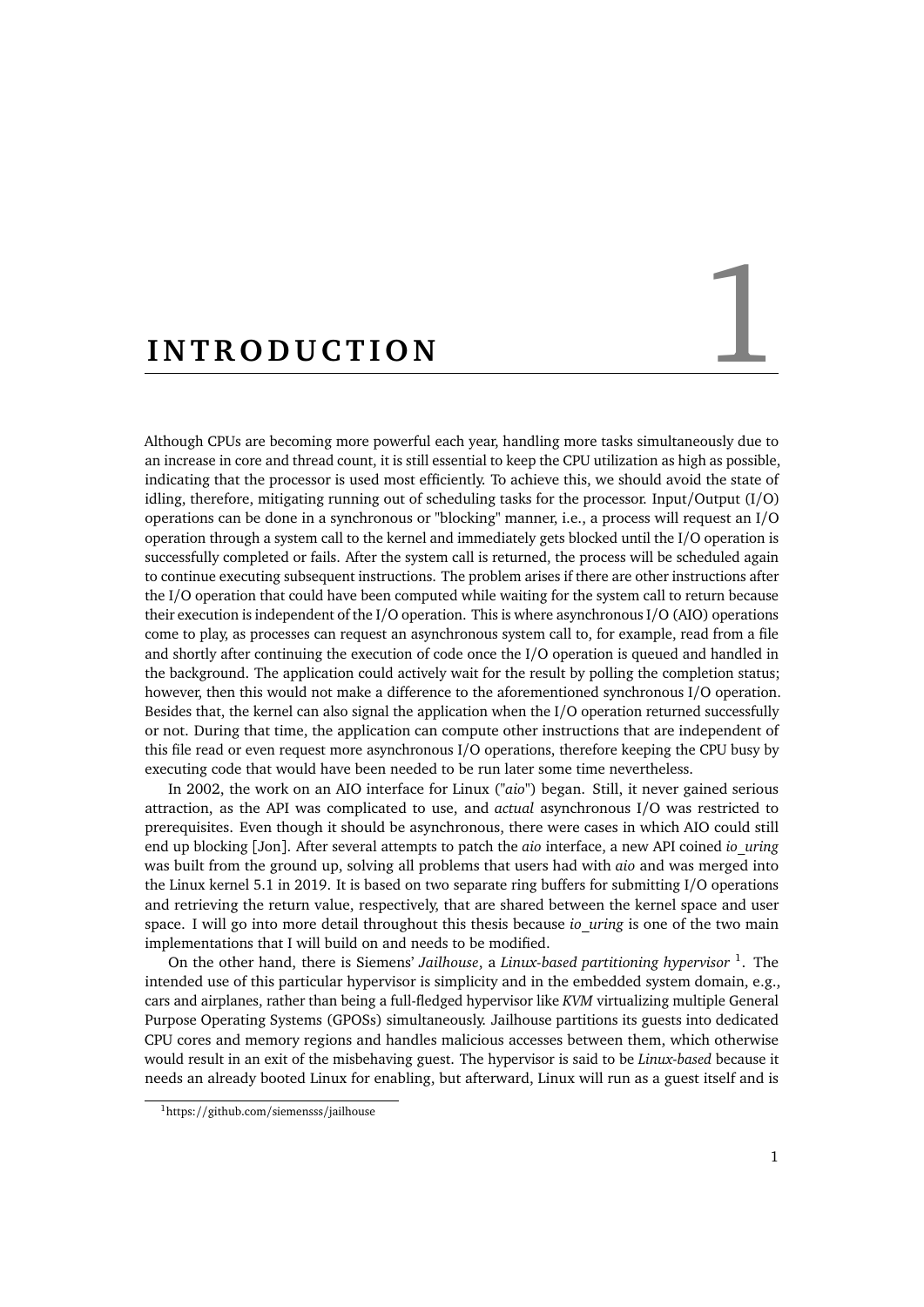# 1 INTRODUCTION

Although CPUs are becoming more powerful each year, handling more tasks simultaneously due to an increase in core and thread count, it is still essential to keep the CPU utilization as high as possible, indicating that the processor is used most efficiently. To achieve this, we should avoid the state of idling, therefore, mitigating running out of scheduling tasks for the processor. Input/Output (I/O) operations can be done in a synchronous or "blocking" manner, i.e., a process will request an I/O operation through a system call to the kernel and immediately gets blocked until the I/O operation is successfully completed or fails. After the system call is returned, the process will be scheduled again to continue executing subsequent instructions. The problem arises if there are other instructions after the I/O operation that could have been computed while waiting for the system call to return because their execution is independent of the I/O operation. This is where asynchronous I/O (AIO) operations come to play, as processes can request an asynchronous system call to, for example, read from a file and shortly after continuing the execution of code once the I/O operation is queued and handled in the background. The application could actively wait for the result by polling the completion status; however, then this would not make a difference to the aforementioned synchronous I/O operation. Besides that, the kernel can also signal the application when the I/O operation returned successfully or not. During that time, the application can compute other instructions that are independent of this file read or even request more asynchronous I/O operations, therefore keeping the CPU busy by executing code that would have been needed to be run later some time nevertheless.

In 2002, the work on an AIO interface for Linux ("*aio*") began. Still, it never gained serious attraction, as the API was complicated to use, and *actual* asynchronous I/O was restricted to prerequisites. Even though it should be asynchronous, there were cases in which AIO could still end up blocking [Jon]. After several attempts to patch the *aio* interface, a new API coined *io_uring* was built from the ground up, solving all problems that users had with *aio* and was merged into the Linux kernel 5.1 in 2019. It is based on two separate ring buffers for submitting I/O operations and retrieving the return value, respectively, that are shared between the kernel space and user space. I will go into more detail throughout this thesis because *io_uring* is one of the two main implementations that I will build on and needs to be modified.

On the other hand, there is Siemens' *Jailhouse*, a *Linux-based partitioning hypervisor* [1]. The intended use of this particular hypervisor is simplicity and in the embedded system domain, e.g., cars and airplanes, rather than being a full-fledged hypervisor like *KVM* virtualizing multiple General Purpose Operating Systems (GPOSs) simultaneously. Jailhouse partitions its guests into dedicated CPU cores and memory regions and handles malicious accesses between them, which otherwise would result in an exit of the misbehaving guest. The hypervisor is said to be *Linux-based* because it needs an already booted Linux for enabling, but afterward, Linux will run as a guest itself and is

[1] https://github.com/siemensss/jailhouse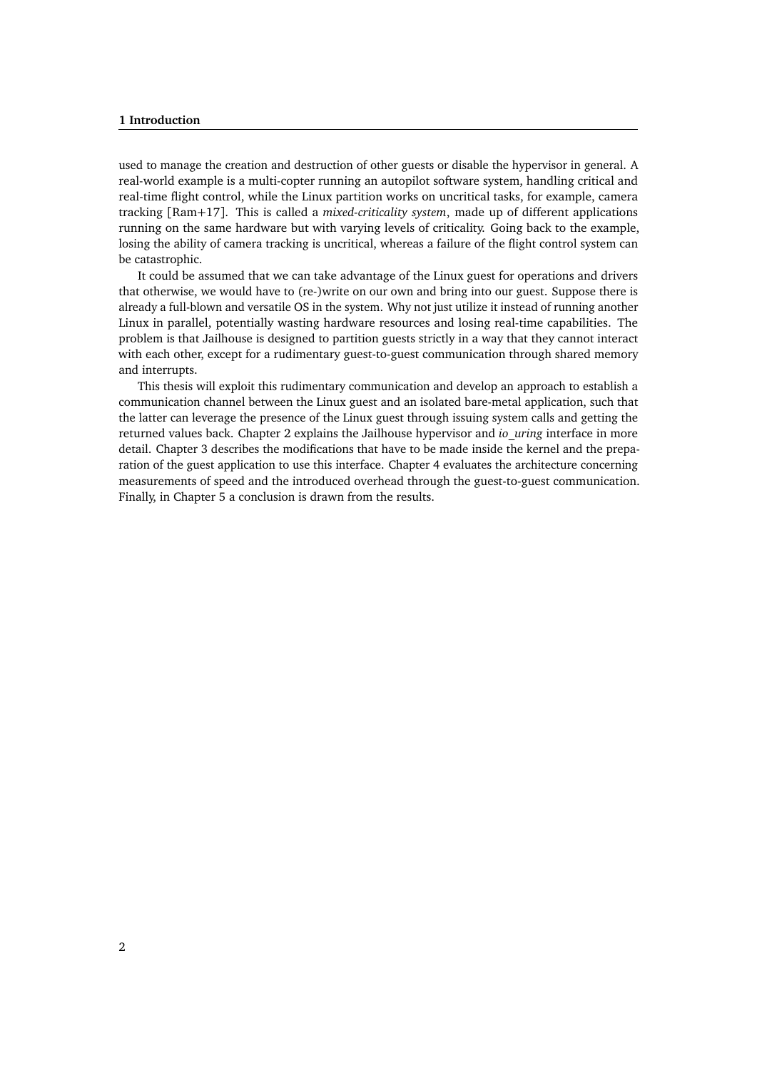used to manage the creation and destruction of other guests or disable the hypervisor in general. A real-world example is a multi-copter running an autopilot software system, handling critical and real-time flight control, while the Linux partition works on uncritical tasks, for example, camera tracking [Ram+17]. This is called a *mixed-criticality system*, made up of different applications running on the same hardware but with varying levels of criticality. Going back to the example, losing the ability of camera tracking is uncritical, whereas a failure of the flight control system can be catastrophic.

It could be assumed that we can take advantage of the Linux guest for operations and drivers that otherwise, we would have to (re-)write on our own and bring into our guest. Suppose there is already a full-blown and versatile OS in the system. Why not just utilize it instead of running another Linux in parallel, potentially wasting hardware resources and losing real-time capabilities. The problem is that Jailhouse is designed to partition guests strictly in a way that they cannot interact with each other, except for a rudimentary guest-to-guest communication through shared memory and interrupts.

This thesis will exploit this rudimentary communication and develop an approach to establish a communication channel between the Linux guest and an isolated bare-metal application, such that the latter can leverage the presence of the Linux guest through issuing system calls and getting the returned values back. Chapter 2 explains the Jailhouse hypervisor and *io_uring* interface in more detail. Chapter 3 describes the modifications that have to be made inside the kernel and the preparation of the guest application to use this interface. Chapter 4 evaluates the architecture concerning measurements of speed and the introduced overhead through the guest-to-guest communication. Finally, in Chapter 5 a conclusion is drawn from the results.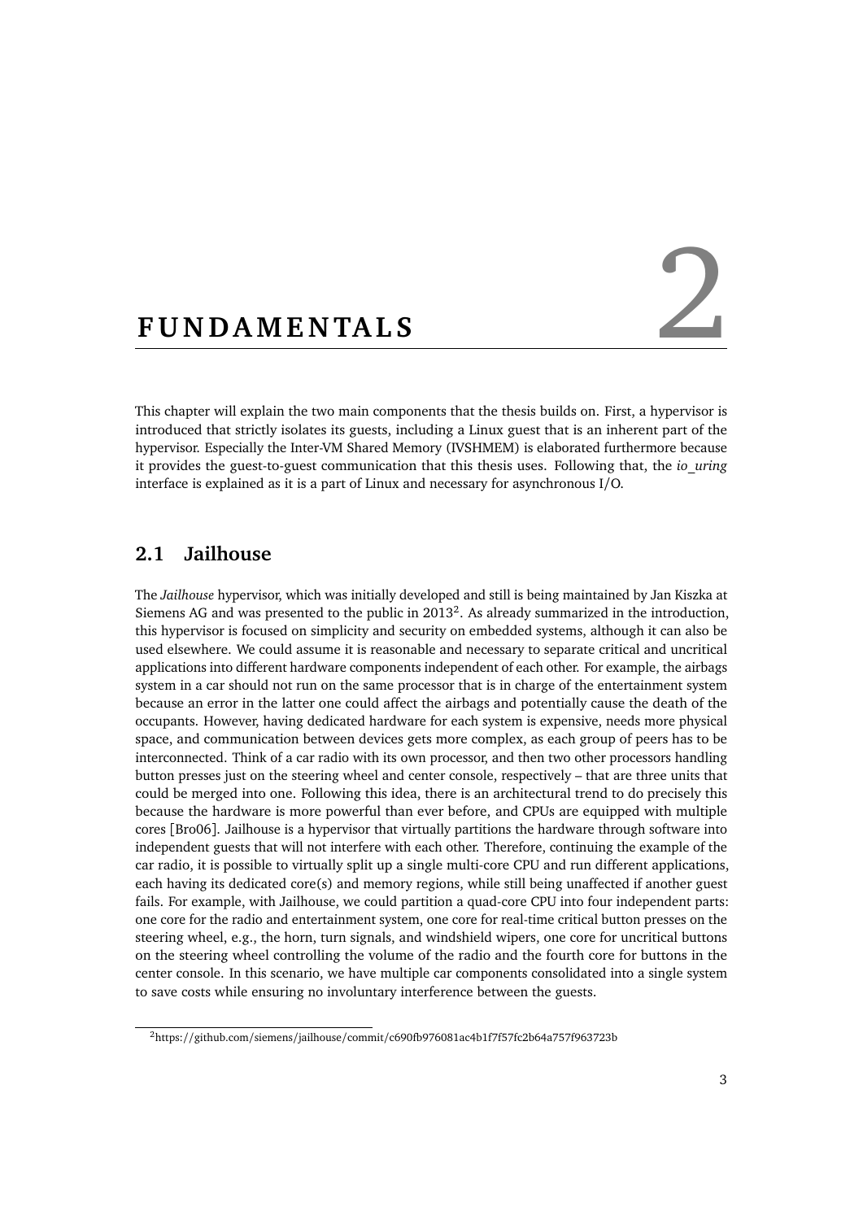# 2 FUNDAMENTALS

This chapter will explain the two main components that the thesis builds on. First, a hypervisor is introduced that strictly isolates its guests, including a Linux guest that is an inherent part of the hypervisor. Especially the Inter-VM Shared Memory (IVSHMEM) is elaborated furthermore because it provides the guest-to-guest communication that this thesis uses. Following that, the *io_uring* interface is explained as it is a part of Linux and necessary for asynchronous I/O.

## 2.1 Jailhouse

The *Jailhouse* hypervisor, which was initially developed and still is being maintained by Jan Kiszka at Siemens AG and was presented to the public in 2013[2]. As already summarized in the introduction, this hypervisor is focused on simplicity and security on embedded systems, although it can also be used elsewhere. We could assume it is reasonable and necessary to separate critical and uncritical applications into different hardware components independent of each other. For example, the airbags system in a car should not run on the same processor that is in charge of the entertainment system because an error in the latter one could affect the airbags and potentially cause the death of the occupants. However, having dedicated hardware for each system is expensive, needs more physical space, and communication between devices gets more complex, as each group of peers has to be interconnected. Think of a car radio with its own processor, and then two other processors handling button presses just on the steering wheel and center console, respectively – that are three units that could be merged into one. Following this idea, there is an architectural trend to do precisely this because the hardware is more powerful than ever before, and CPUs are equipped with multiple cores [Bro06]. Jailhouse is a hypervisor that virtually partitions the hardware through software into independent guests that will not interfere with each other. Therefore, continuing the example of the car radio, it is possible to virtually split up a single multi-core CPU and run different applications, each having its dedicated core(s) and memory regions, while still being unaffected if another guest fails. For example, with Jailhouse, we could partition a quad-core CPU into four independent parts: one core for the radio and entertainment system, one core for real-time critical button presses on the steering wheel, e.g., the horn, turn signals, and windshield wipers, one core for uncritical buttons on the steering wheel controlling the volume of the radio and the fourth core for buttons in the center console. In this scenario, we have multiple car components consolidated into a single system to save costs while ensuring no involuntary interference between the guests.

[2] https://github.com/siemens/jailhouse/commit/c690fb976081ac4b1f7f57fc2b64a757f963723b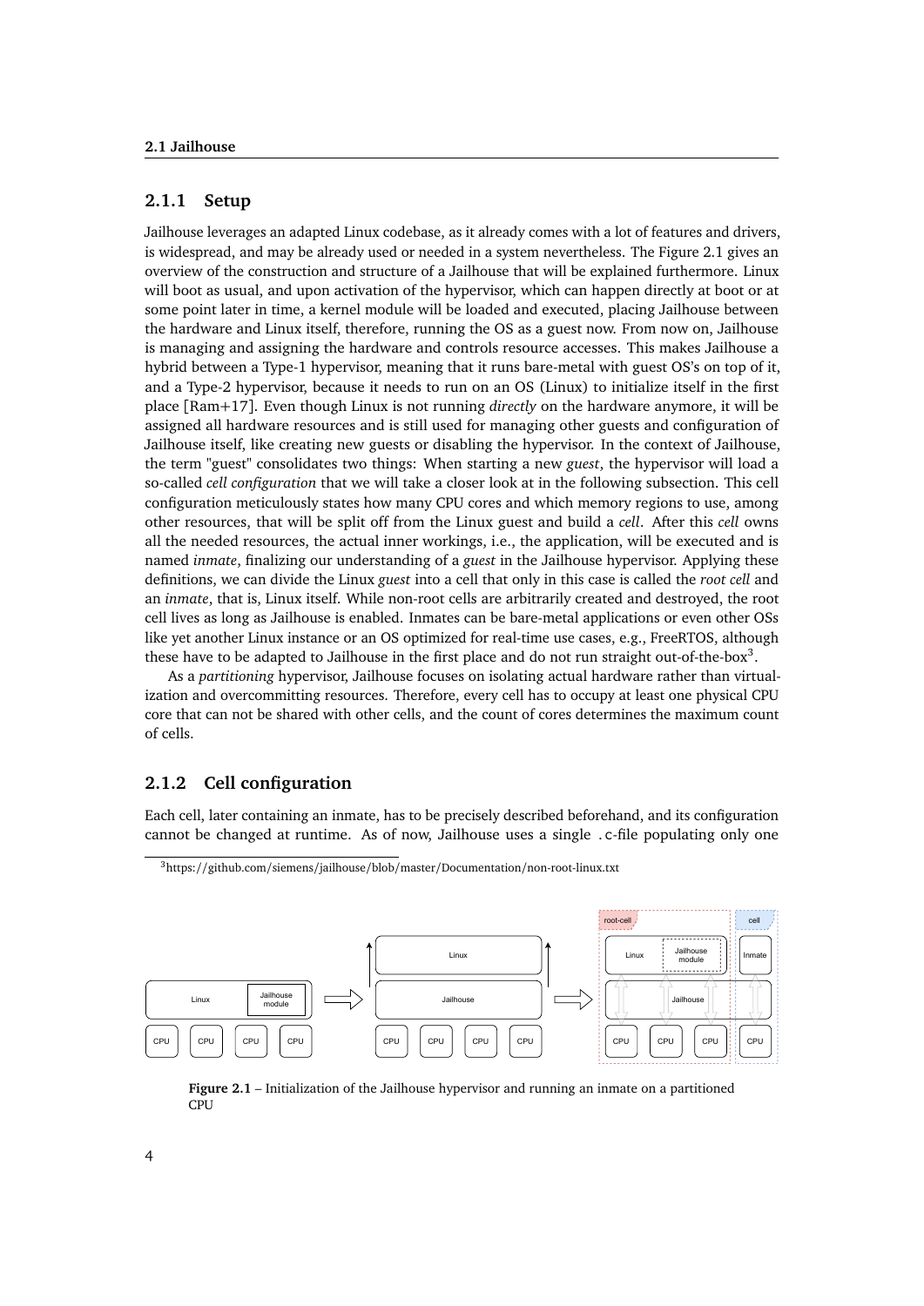### 2.1.1 Setup

Jailhouse leverages an adapted Linux codebase, as it already comes with a lot of features and drivers, is widespread, and may be already used or needed in a system nevertheless. The Figure 2.1 gives an overview of the construction and structure of a Jailhouse that will be explained furthermore. Linux will boot as usual, and upon activation of the hypervisor, which can happen directly at boot or at some point later in time, a kernel module will be loaded and executed, placing Jailhouse between the hardware and Linux itself, therefore, running the OS as a guest now. From now on, Jailhouse is managing and assigning the hardware and controls resource accesses. This makes Jailhouse a hybrid between a Type-1 hypervisor, meaning that it runs bare-metal with guest OS's on top of it, and a Type-2 hypervisor, because it needs to run on an OS (Linux) to initialize itself in the first place [Ram+17]. Even though Linux is not running *directly* on the hardware anymore, it will be assigned all hardware resources and is still used for managing other guests and configuration of Jailhouse itself, like creating new guests or disabling the hypervisor. In the context of Jailhouse, the term "guest" consolidates two things: When starting a new *guest*, the hypervisor will load a so-called *cell configuration* that we will take a closer look at in the following subsection. This cell configuration meticulously states how many CPU cores and which memory regions to use, among other resources, that will be split off from the Linux guest and build a *cell*. After this *cell* owns all the needed resources, the actual inner workings, i.e., the application, will be executed and is named *inmate*, finalizing our understanding of a *guest* in the Jailhouse hypervisor. Applying these definitions, we can divide the Linux *guest* into a cell that only in this case is called the *root cell* and an *inmate*, that is, Linux itself. While non-root cells are arbitrarily created and destroyed, the root cell lives as long as Jailhouse is enabled. Inmates can be bare-metal applications or even other OSs like yet another Linux instance or an OS optimized for real-time use cases, e.g., FreeRTOS, although these have to be adapted to Jailhouse in the first place and do not run straight out-of-the-box[3].

As a *partitioning* hypervisor, Jailhouse focuses on isolating actual hardware rather than virtualization and overcommitting resources. Therefore, every cell has to occupy at least one physical CPU core that can not be shared with other cells, and the count of cores determines the maximum count of cells.

### 2.1.2 Cell configuration

Each cell, later containing an inmate, has to be precisely described beforehand, and its configuration cannot be changed at runtime. As of now, Jailhouse uses a single .c-file populating only one

[3] https://github.com/siemens/jailhouse/blob/master/Documentation/non-root-linux.txt

**Figure 2.1** – Initialization of the Jailhouse hypervisor and running an inmate on a partitioned CPU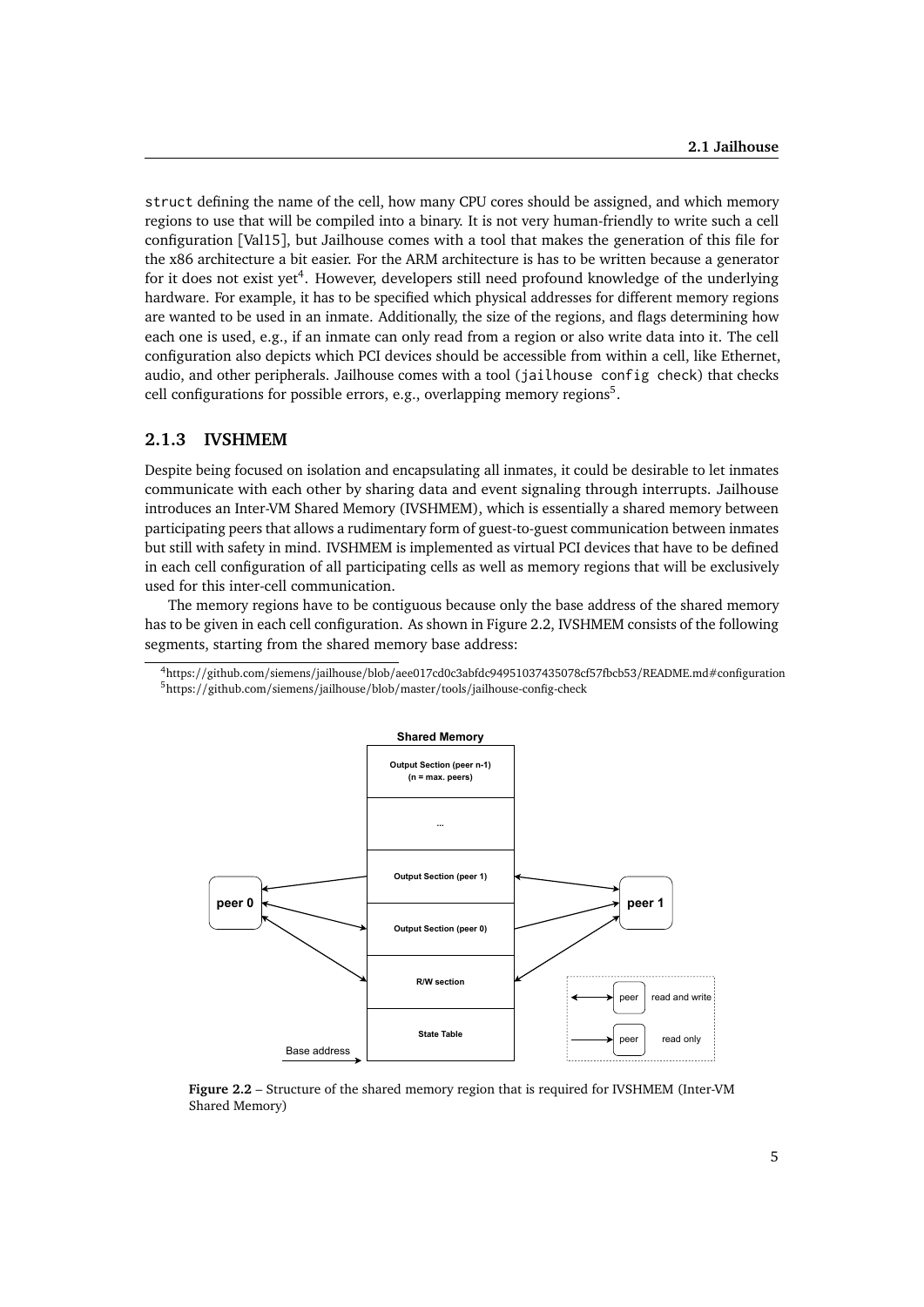struct defining the name of the cell, how many CPU cores should be assigned, and which memory regions to use that will be compiled into a binary. It is not very human-friendly to write such a cell configuration [Val15], but Jailhouse comes with a tool that makes the generation of this file for the x86 architecture a bit easier. For the ARM architecture is has to be written because a generator for it does not exist yet[4]. However, developers still need profound knowledge of the underlying hardware. For example, it has to be specified which physical addresses for different memory regions are wanted to be used in an inmate. Additionally, the size of the regions, and flags determining how each one is used, e.g., if an inmate can only read from a region or also write data into it. The cell configuration also depicts which PCI devices should be accessible from within a cell, like Ethernet, audio, and other peripherals. Jailhouse comes with a tool (`jailhouse config check`) that checks cell configurations for possible errors, e.g., overlapping memory regions[5].

### 2.1.3 IVSHMEM

Despite being focused on isolation and encapsulating all inmates, it could be desirable to let inmates communicate with each other by sharing data and event signaling through interrupts. Jailhouse introduces an Inter-VM Shared Memory (IVSHMEM), which is essentially a shared memory between participating peers that allows a rudimentary form of guest-to-guest communication between inmates but still with safety in mind. IVSHMEM is implemented as virtual PCI devices that have to be defined in each cell configuration of all participating cells as well as memory regions that will be exclusively used for this inter-cell communication.

The memory regions have to be contiguous because only the base address of the shared memory has to be given in each cell configuration. As shown in Figure 2.2, IVSHMEM consists of the following segments, starting from the shared memory base address:

[4] https://github.com/siemens/jailhouse/blob/aee017cd0c3abfdc94951037435078cf57fbcb53/README.md#configuration

[5] https://github.com/siemens/jailhouse/blob/master/tools/jailhouse-config-check

**Figure 2.2** – Structure of the shared memory region that is required for IVSHMEM (Inter-VM Shared Memory)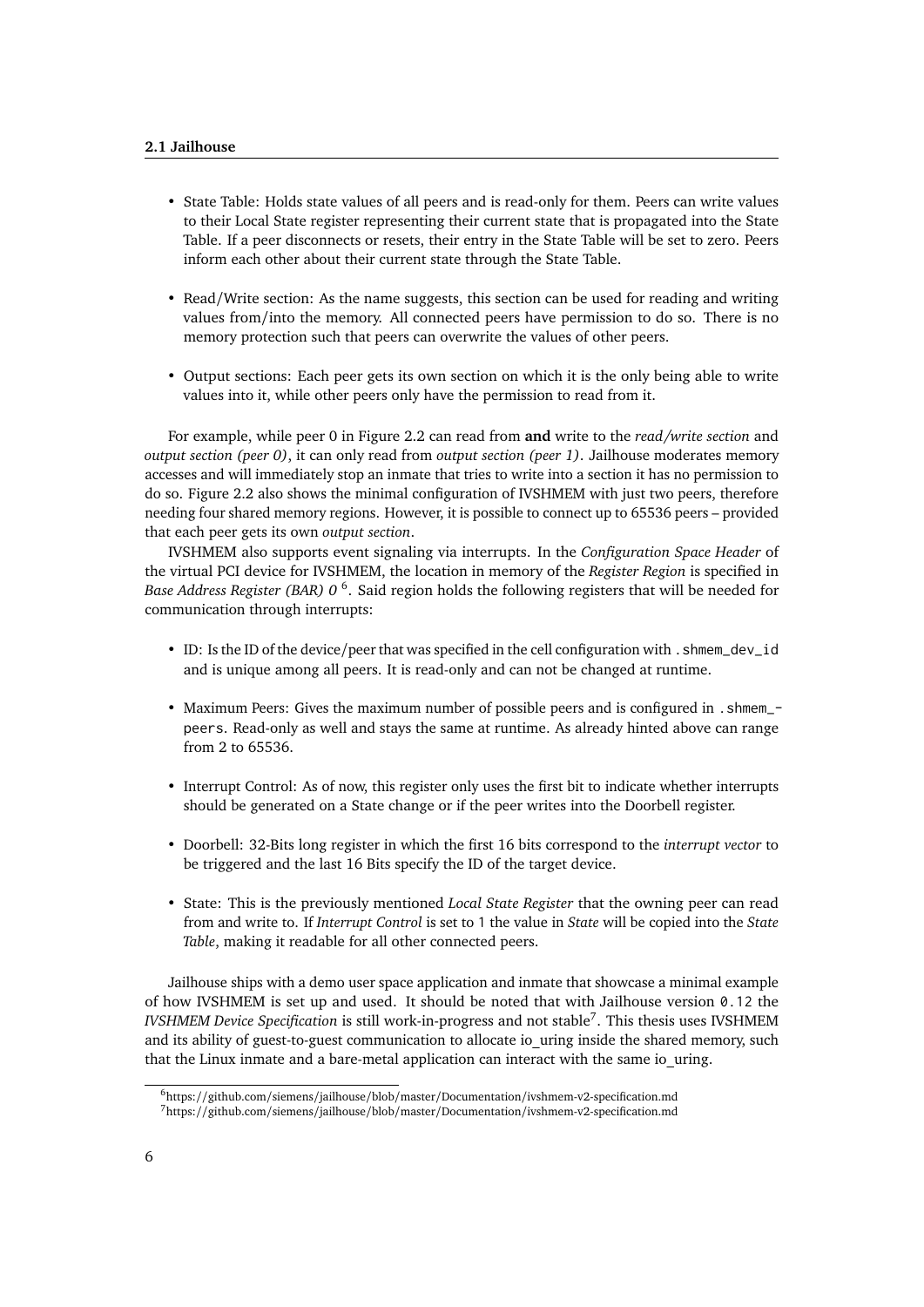- State Table: Holds state values of all peers and is read-only for them. Peers can write values to their Local State register representing their current state that is propagated into the State Table. If a peer disconnects or resets, their entry in the State Table will be set to zero. Peers inform each other about their current state through the State Table.
- Read/Write section: As the name suggests, this section can be used for reading and writing values from/into the memory. All connected peers have permission to do so. There is no memory protection such that peers can overwrite the values of other peers.
- Output sections: Each peer gets its own section on which it is the only being able to write values into it, while other peers only have the permission to read from it.

For example, while peer 0 in Figure 2.2 can read from **and** write to the *read/write section* and *output section (peer 0)*, it can only read from *output section (peer 1)*. Jailhouse moderates memory accesses and will immediately stop an inmate that tries to write into a section it has no permission to do so. Figure 2.2 also shows the minimal configuration of IVSHMEM with just two peers, therefore needing four shared memory regions. However, it is possible to connect up to 65536 peers – provided that each peer gets its own *output section*.

IVSHMEM also supports event signaling via interrupts. In the *Configuration Space Header* of the virtual PCI device for IVSHMEM, the location in memory of the *Register Region* is specified in *Base Address Register (BAR) 0* [6]. Said region holds the following registers that will be needed for communication through interrupts:

- ID: Is the ID of the device/peer that was specified in the cell configuration with `.shmem_dev_id` and is unique among all peers. It is read-only and can not be changed at runtime.
- Maximum Peers: Gives the maximum number of possible peers and is configured in `.shmem_peers`. Read-only as well and stays the same at runtime. As already hinted above can range from 2 to 65536.
- Interrupt Control: As of now, this register only uses the first bit to indicate whether interrupts should be generated on a State change or if the peer writes into the Doorbell register.
- Doorbell: 32-Bits long register in which the first 16 bits correspond to the *interrupt vector* to be triggered and the last 16 Bits specify the ID of the target device.
- State: This is the previously mentioned *Local State Register* that the owning peer can read from and write to. If *Interrupt Control* is set to `1` the value in *State* will be copied into the *State Table*, making it readable for all other connected peers.

Jailhouse ships with a demo user space application and inmate that showcase a minimal example of how IVSHMEM is set up and used. It should be noted that with Jailhouse version `0.12` the *IVSHMEM Device Specification* is still work-in-progress and not stable[7]. This thesis uses IVSHMEM and its ability of guest-to-guest communication to allocate io_uring inside the shared memory, such that the Linux inmate and a bare-metal application can interact with the same io_uring.

[6] https://github.com/siemens/jailhouse/blob/master/Documentation/ivshmem-v2-specification.md

[7] https://github.com/siemens/jailhouse/blob/master/Documentation/ivshmem-v2-specification.md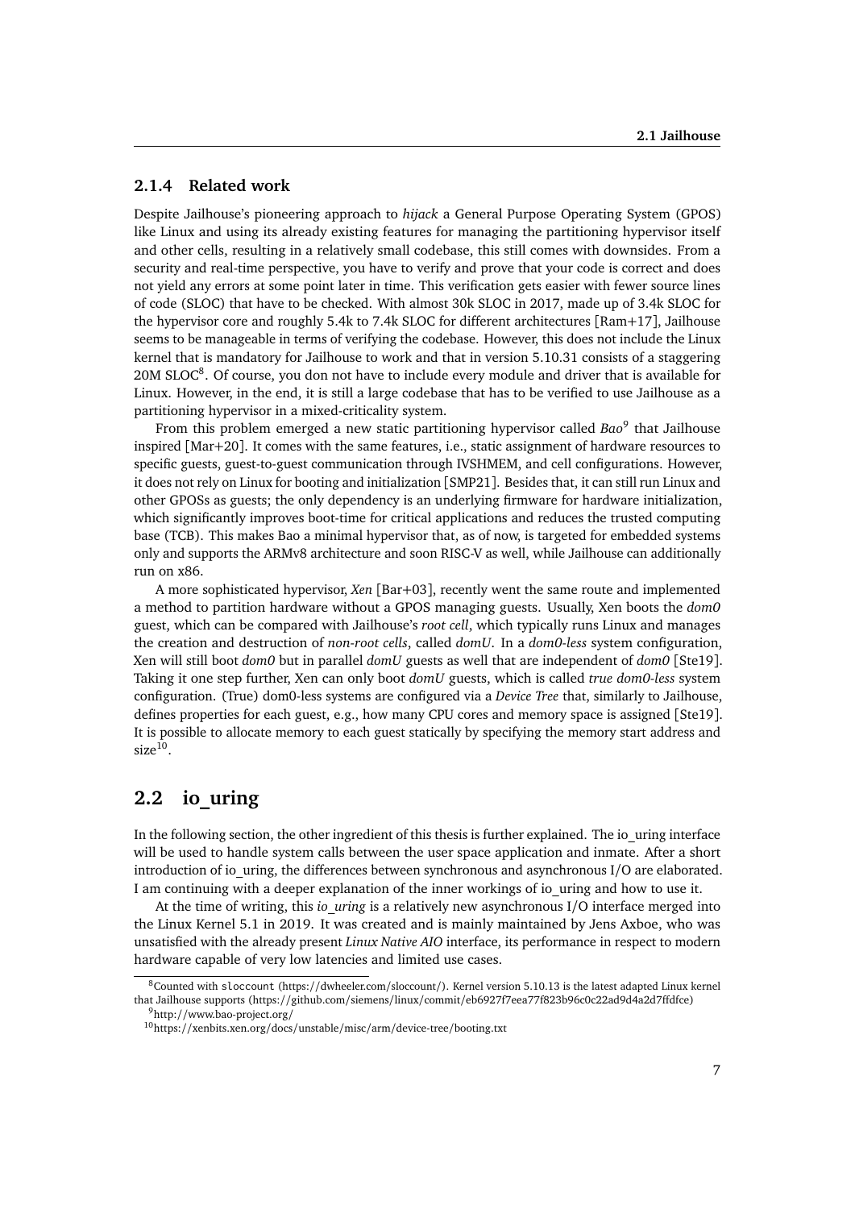### 2.1.4 Related work

Despite Jailhouse's pioneering approach to *hijack* a General Purpose Operating System (GPOS) like Linux and using its already existing features for managing the partitioning hypervisor itself and other cells, resulting in a relatively small codebase, this still comes with downsides. From a security and real-time perspective, you have to verify and prove that your code is correct and does not yield any errors at some point later in time. This verification gets easier with fewer source lines of code (SLOC) that have to be checked. With almost 30k SLOC in 2017, made up of 3.4k SLOC for the hypervisor core and roughly 5.4k to 7.4k SLOC for different architectures [Ram+17], Jailhouse seems to be manageable in terms of verifying the codebase. However, this does not include the Linux kernel that is mandatory for Jailhouse to work and that in version 5.10.31 consists of a staggering 20M SLOC[8]. Of course, you don not have to include every module and driver that is available for Linux. However, in the end, it is still a large codebase that has to be verified to use Jailhouse as a partitioning hypervisor in a mixed-criticality system.

From this problem emerged a new static partitioning hypervisor called *Bao*[9] that Jailhouse inspired [Mar+20]. It comes with the same features, i.e., static assignment of hardware resources to specific guests, guest-to-guest communication through IVSHMEM, and cell configurations. However, it does not rely on Linux for booting and initialization [SMP21]. Besides that, it can still run Linux and other GPOSs as guests; the only dependency is an underlying firmware for hardware initialization, which significantly improves boot-time for critical applications and reduces the trusted computing base (TCB). This makes Bao a minimal hypervisor that, as of now, is targeted for embedded systems only and supports the ARMv8 architecture and soon RISC-V as well, while Jailhouse can additionally run on x86.

A more sophisticated hypervisor, *Xen* [Bar+03], recently went the same route and implemented a method to partition hardware without a GPOS managing guests. Usually, Xen boots the *dom0* guest, which can be compared with Jailhouse's *root cell*, which typically runs Linux and manages the creation and destruction of *non-root cells*, called *domU*. In a *dom0-less* system configuration, Xen will still boot *dom0* but in parallel *domU* guests as well that are independent of *dom0* [Ste19]. Taking it one step further, Xen can only boot *domU* guests, which is called *true dom0-less* system configuration. (True) dom0-less systems are configured via a *Device Tree* that, similarly to Jailhouse, defines properties for each guest, e.g., how many CPU cores and memory space is assigned [Ste19]. It is possible to allocate memory to each guest statically by specifying the memory start address and size[10].

## 2.2 io_uring

In the following section, the other ingredient of this thesis is further explained. The io_uring interface will be used to handle system calls between the user space application and inmate. After a short introduction of io_uring, the differences between synchronous and asynchronous I/O are elaborated. I am continuing with a deeper explanation of the inner workings of io_uring and how to use it.

At the time of writing, this *io_uring* is a relatively new asynchronous I/O interface merged into the Linux Kernel 5.1 in 2019. It was created and is mainly maintained by Jens Axboe, who was unsatisfied with the already present *Linux Native AIO* interface, its performance in respect to modern hardware capable of very low latencies and limited use cases.

[8] Counted with `sloccount` (https://dwheeler.com/sloccount/). Kernel version 5.10.13 is the latest adapted Linux kernel that Jailhouse supports (https://github.com/siemens/linux/commit/eb6927f7eea77f823b96c0c22ad9d4a2d7ffdfce)

[9] http://www.bao-project.org/

[10] https://xenbits.xen.org/docs/unstable/misc/arm/device-tree/booting.txt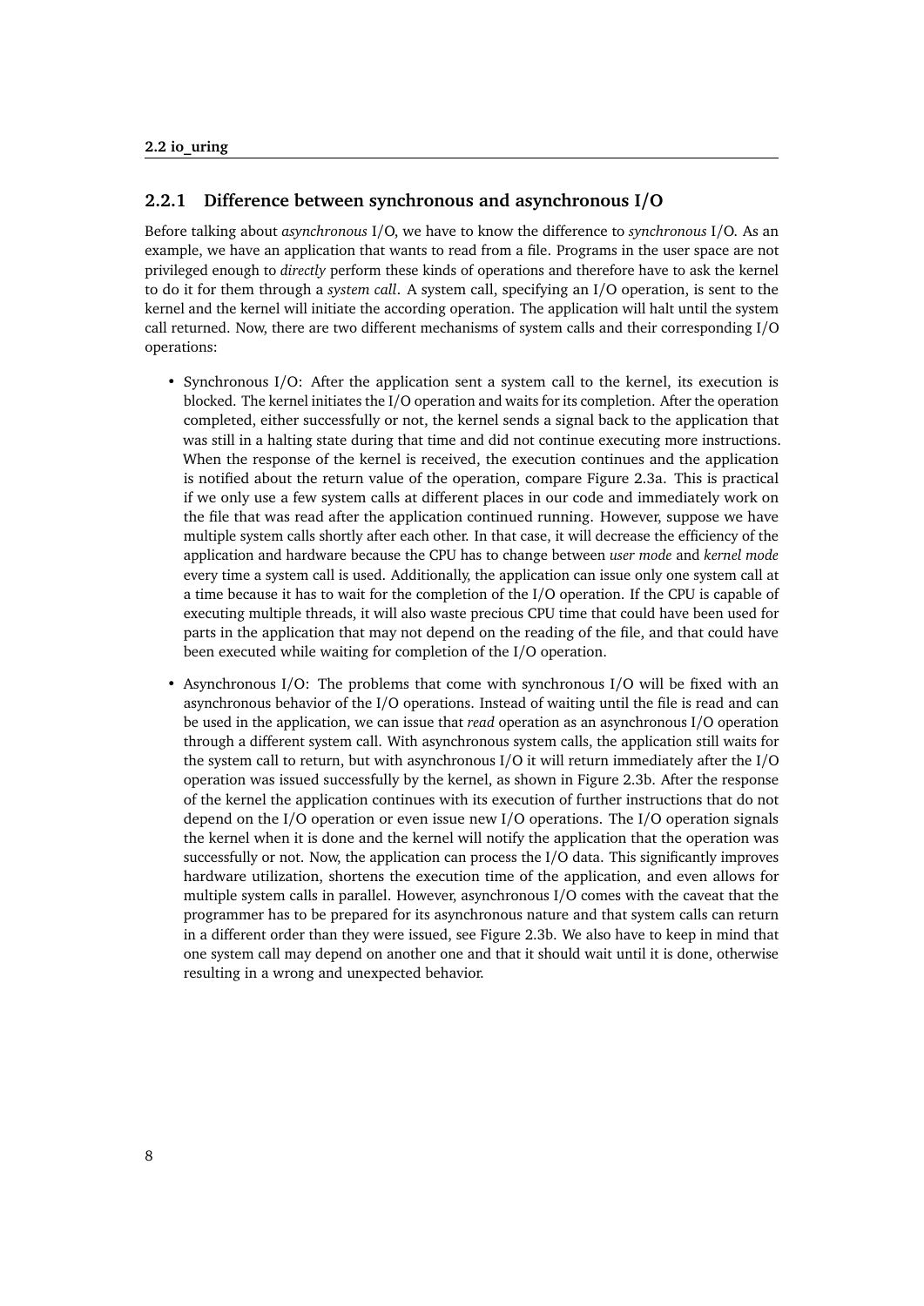### 2.2.1 Difference between synchronous and asynchronous I/O

Before talking about *asynchronous* I/O, we have to know the difference to *synchronous* I/O. As an example, we have an application that wants to read from a file. Programs in the user space are not privileged enough to *directly* perform these kinds of operations and therefore have to ask the kernel to do it for them through a *system call*. A system call, specifying an I/O operation, is sent to the kernel and the kernel will initiate the according operation. The application will halt until the system call returned. Now, there are two different mechanisms of system calls and their corresponding I/O operations:

- Synchronous I/O: After the application sent a system call to the kernel, its execution is blocked. The kernel initiates the I/O operation and waits for its completion. After the operation completed, either successfully or not, the kernel sends a signal back to the application that was still in a halting state during that time and did not continue executing more instructions. When the response of the kernel is received, the execution continues and the application is notified about the return value of the operation, compare Figure 2.3a. This is practical if we only use a few system calls at different places in our code and immediately work on the file that was read after the application continued running. However, suppose we have multiple system calls shortly after each other. In that case, it will decrease the efficiency of the application and hardware because the CPU has to change between *user mode* and *kernel mode* every time a system call is used. Additionally, the application can issue only one system call at a time because it has to wait for the completion of the I/O operation. If the CPU is capable of executing multiple threads, it will also waste precious CPU time that could have been used for parts in the application that may not depend on the reading of the file, and that could have been executed while waiting for completion of the I/O operation.
- Asynchronous I/O: The problems that come with synchronous I/O will be fixed with an asynchronous behavior of the I/O operations. Instead of waiting until the file is read and can be used in the application, we can issue that *read* operation as an asynchronous I/O operation through a different system call. With asynchronous system calls, the application still waits for the system call to return, but with asynchronous I/O it will return immediately after the I/O operation was issued successfully by the kernel, as shown in Figure 2.3b. After the response of the kernel the application continues with its execution of further instructions that do not depend on the I/O operation or even issue new I/O operations. The I/O operation signals the kernel when it is done and the kernel will notify the application that the operation was successfully or not. Now, the application can process the I/O data. This significantly improves hardware utilization, shortens the execution time of the application, and even allows for multiple system calls in parallel. However, asynchronous I/O comes with the caveat that the programmer has to be prepared for its asynchronous nature and that system calls can return in a different order than they were issued, see Figure 2.3b. We also have to keep in mind that one system call may depend on another one and that it should wait until it is done, otherwise resulting in a wrong and unexpected behavior.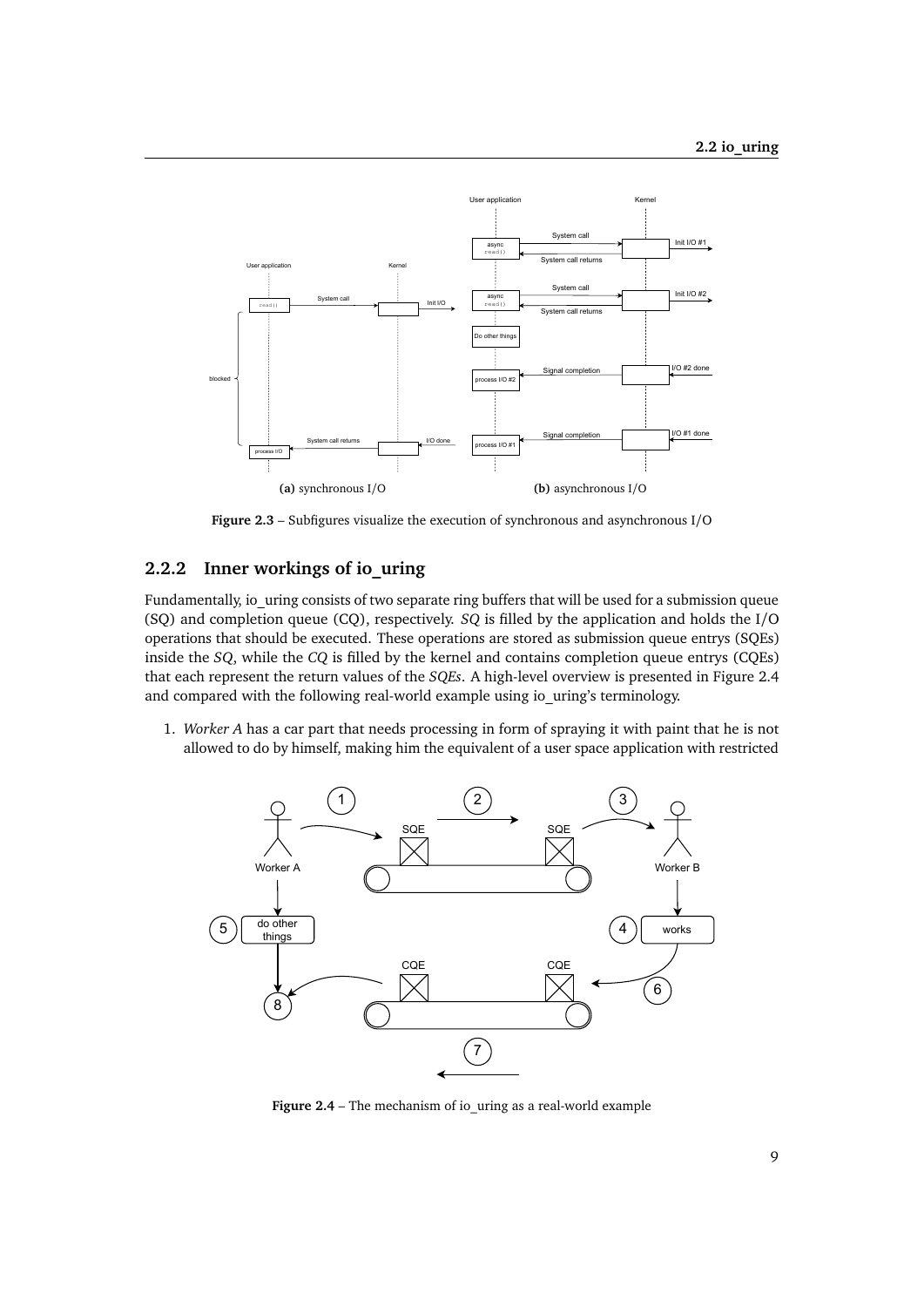**Figure 2.3** – Subfigures visualize the execution of synchronous and asynchronous I/O

### 2.2.2 Inner workings of io_uring

Fundamentally, io_uring consists of two separate ring buffers that will be used for a submission queue (SQ) and completion queue (CQ), respectively. *SQ* is filled by the application and holds the I/O operations that should be executed. These operations are stored as submission queue entrys (SQEs) inside the *SQ*, while the *CQ* is filled by the kernel and contains completion queue entrys (CQEs) that each represent the return values of the *SQEs*. A high-level overview is presented in Figure 2.4 and compared with the following real-world example using io_uring's terminology.

1. *Worker A* has a car part that needs processing in form of spraying it with paint that he is not allowed to do by himself, making him the equivalent of a user space application with restricted

**Figure 2.4** – The mechanism of io_uring as a real-world example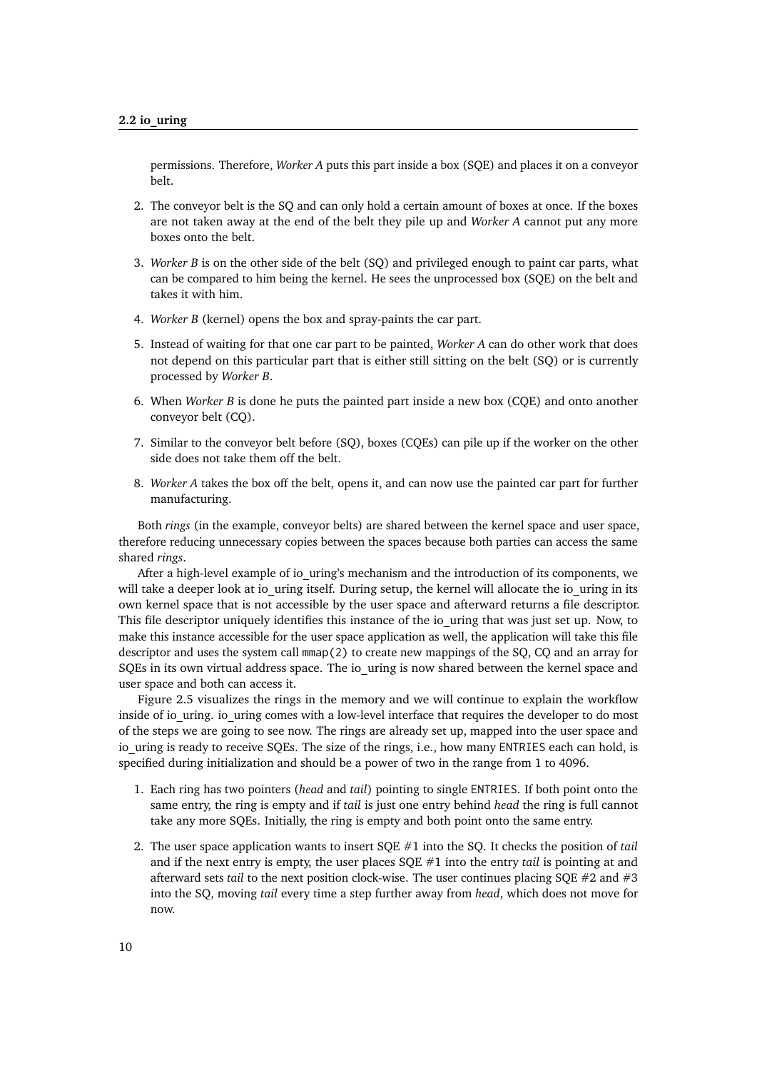permissions. Therefore, *Worker A* puts this part inside a box (SQE) and places it on a conveyor belt.

2. The conveyor belt is the SQ and can only hold a certain amount of boxes at once. If the boxes are not taken away at the end of the belt they pile up and *Worker A* cannot put any more boxes onto the belt.
3. *Worker B* is on the other side of the belt (SQ) and privileged enough to paint car parts, what can be compared to him being the kernel. He sees the unprocessed box (SQE) on the belt and takes it with him.
4. *Worker B* (kernel) opens the box and spray-paints the car part.
5. Instead of waiting for that one car part to be painted, *Worker A* can do other work that does not depend on this particular part that is either still sitting on the belt (SQ) or is currently processed by *Worker B*.
6. When *Worker B* is done he puts the painted part inside a new box (CQE) and onto another conveyor belt (CQ).
7. Similar to the conveyor belt before (SQ), boxes (CQEs) can pile up if the worker on the other side does not take them off the belt.
8. *Worker A* takes the box off the belt, opens it, and can now use the painted car part for further manufacturing.

Both *rings* (in the example, conveyor belts) are shared between the kernel space and user space, therefore reducing unnecessary copies between the spaces because both parties can access the same shared *rings*.

After a high-level example of io_uring's mechanism and the introduction of its components, we will take a deeper look at io_uring itself. During setup, the kernel will allocate the io_uring in its own kernel space that is not accessible by the user space and afterward returns a file descriptor. This file descriptor uniquely identifies this instance of the io_uring that was just set up. Now, to make this instance accessible for the user space application as well, the application will take this file descriptor and uses the system call `mmap(2)` to create new mappings of the SQ, CQ and an array for SQEs in its own virtual address space. The io_uring is now shared between the kernel space and user space and both can access it.

Figure 2.5 visualizes the rings in the memory and we will continue to explain the workflow inside of io_uring. io_uring comes with a low-level interface that requires the developer to do most of the steps we are going to see now. The rings are already set up, mapped into the user space and io_uring is ready to receive SQEs. The size of the rings, i.e., how many `ENTRIES` each can hold, is specified during initialization and should be a power of two in the range from 1 to 4096.

1. Each ring has two pointers (*head* and *tail*) pointing to single `ENTRIES`. If both point onto the same entry, the ring is empty and if *tail* is just one entry behind *head* the ring is full cannot take any more SQEs. Initially, the ring is empty and both point onto the same entry.
2. The user space application wants to insert SQE #1 into the SQ. It checks the position of *tail* and if the next entry is empty, the user places SQE #1 into the entry *tail* is pointing at and afterward sets *tail* to the next position clock-wise. The user continues placing SQE #2 and #3 into the SQ, moving *tail* every time a step further away from *head*, which does not move for now.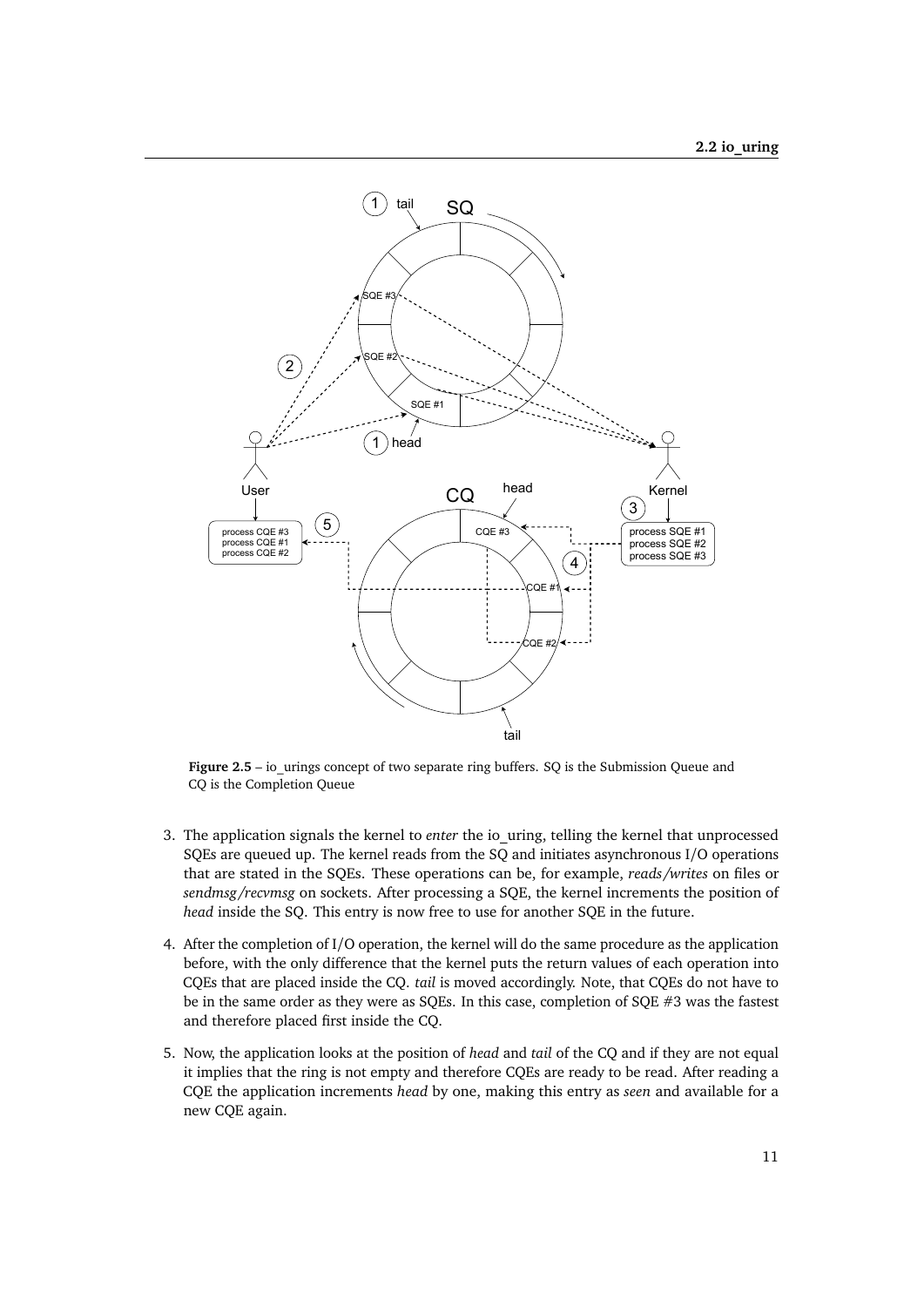**Figure 2.5** – io_urings concept of two separate ring buffers. SQ is the Submission Queue and CQ is the Completion Queue

3. The application signals the kernel to *enter* the io_uring, telling the kernel that unprocessed SQEs are queued up. The kernel reads from the SQ and initiates asynchronous I/O operations that are stated in the SQEs. These operations can be, for example, *reads/writes* on files or *sendmsg/recvmsg* on sockets. After processing a SQE, the kernel increments the position of *head* inside the SQ. This entry is now free to use for another SQE in the future.

4. After the completion of I/O operation, the kernel will do the same procedure as the application before, with the only difference that the kernel puts the return values of each operation into CQEs that are placed inside the CQ. *tail* is moved accordingly. Note, that CQEs do not have to be in the same order as they were as SQEs. In this case, completion of SQE #3 was the fastest and therefore placed first inside the CQ.

5. Now, the application looks at the position of *head* and *tail* of the CQ and if they are not equal it implies that the ring is not empty and therefore CQEs are ready to be read. After reading a CQE the application increments *head* by one, making this entry as *seen* and available for a new CQE again.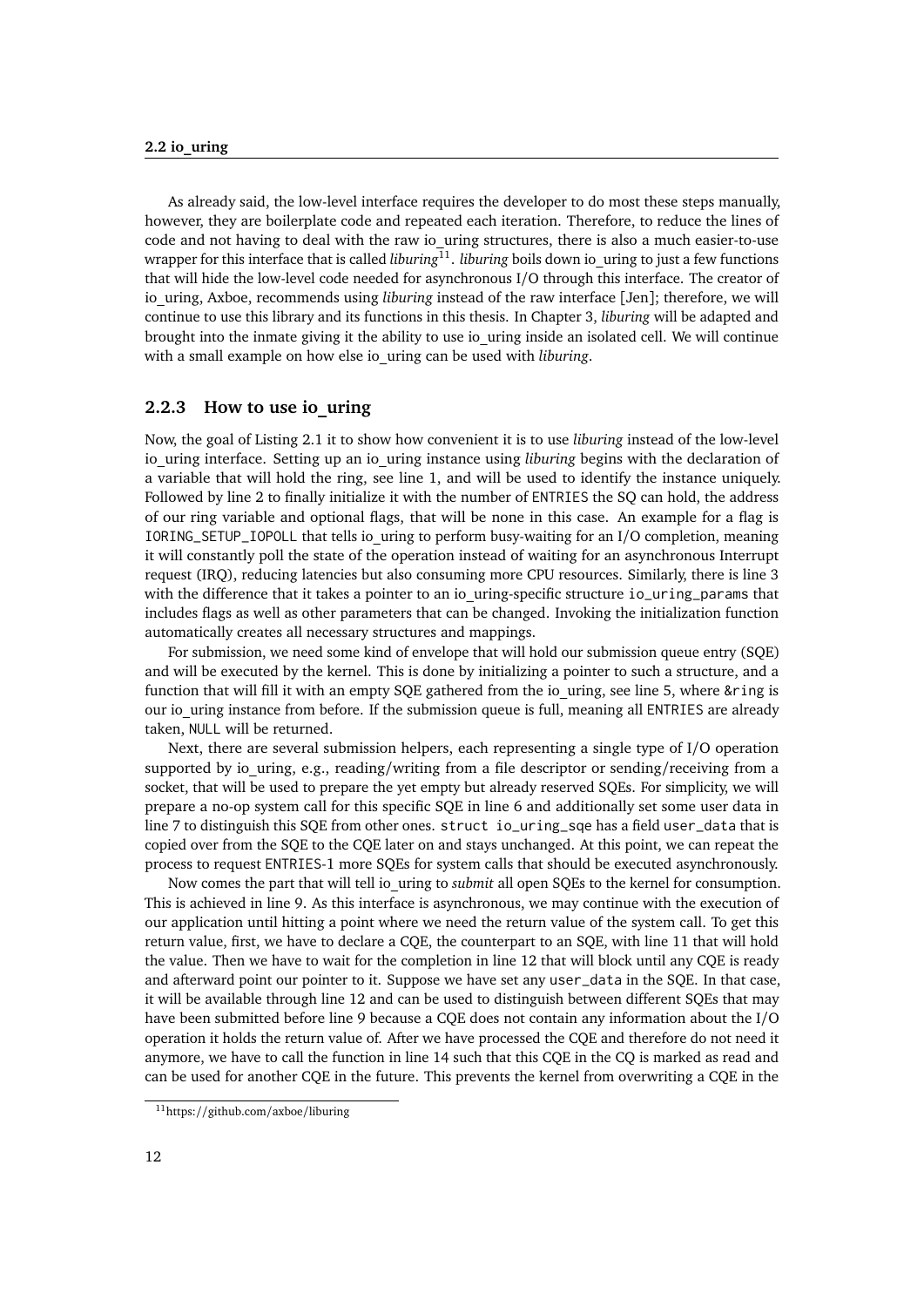As already said, the low-level interface requires the developer to do most these steps manually, however, they are boilerplate code and repeated each iteration. Therefore, to reduce the lines of code and not having to deal with the raw io_uring structures, there is also a much easier-to-use wrapper for this interface that is called *liburing*[11]. *liburing* boils down io_uring to just a few functions that will hide the low-level code needed for asynchronous I/O through this interface. The creator of io_uring, Axboe, recommends using *liburing* instead of the raw interface [Jen]; therefore, we will continue to use this library and its functions in this thesis. In Chapter 3, *liburing* will be adapted and brought into the inmate giving it the ability to use io_uring inside an isolated cell. We will continue with a small example on how else io_uring can be used with *liburing*.

### 2.2.3 How to use io_uring

Now, the goal of Listing 2.1 it to show how convenient it is to use *liburing* instead of the low-level io_uring interface. Setting up an io_uring instance using *liburing* begins with the declaration of a variable that will hold the ring, see line 1, and will be used to identify the instance uniquely. Followed by line 2 to finally initialize it with the number of `ENTRIES` the SQ can hold, the address of our ring variable and optional flags, that will be none in this case. An example for a flag is `IORING_SETUP_IOPOLL` that tells io_uring to perform busy-waiting for an I/O completion, meaning it will constantly poll the state of the operation instead of waiting for an asynchronous Interrupt request (IRQ), reducing latencies but also consuming more CPU resources. Similarly, there is line 3 with the difference that it takes a pointer to an io_uring-specific structure `io_uring_params` that includes flags as well as other parameters that can be changed. Invoking the initialization function automatically creates all necessary structures and mappings.

For submission, we need some kind of envelope that will hold our submission queue entry (SQE) and will be executed by the kernel. This is done by initializing a pointer to such a structure, and a function that will fill it with an empty SQE gathered from the io_uring, see line 5, where `&ring` is our io_uring instance from before. If the submission queue is full, meaning all `ENTRIES` are already taken, `NULL` will be returned.

Next, there are several submission helpers, each representing a single type of I/O operation supported by io_uring, e.g., reading/writing from a file descriptor or sending/receiving from a socket, that will be used to prepare the yet empty but already reserved SQEs. For simplicity, we will prepare a no-op system call for this specific SQE in line 6 and additionally set some user data in line 7 to distinguish this SQE from other ones. `struct io_uring_sqe` has a field `user_data` that is copied over from the SQE to the CQE later on and stays unchanged. At this point, we can repeat the process to request `ENTRIES-1` more SQEs for system calls that should be executed asynchronously.

Now comes the part that will tell io_uring to *submit* all open SQEs to the kernel for consumption. This is achieved in line 9. As this interface is asynchronous, we may continue with the execution of our application until hitting a point where we need the return value of the system call. To get this return value, first, we have to declare a CQE, the counterpart to an SQE, with line 11 that will hold the value. Then we have to wait for the completion in line 12 that will block until any CQE is ready and afterward point our pointer to it. Suppose we have set any `user_data` in the SQE. In that case, it will be available through line 12 and can be used to distinguish between different SQEs that may have been submitted before line 9 because a CQE does not contain any information about the I/O operation it holds the return value of. After we have processed the CQE and therefore do not need it anymore, we have to call the function in line 14 such that this CQE in the CQ is marked as read and can be used for another CQE in the future. This prevents the kernel from overwriting a CQE in the

[11] https://github.com/axboe/liburing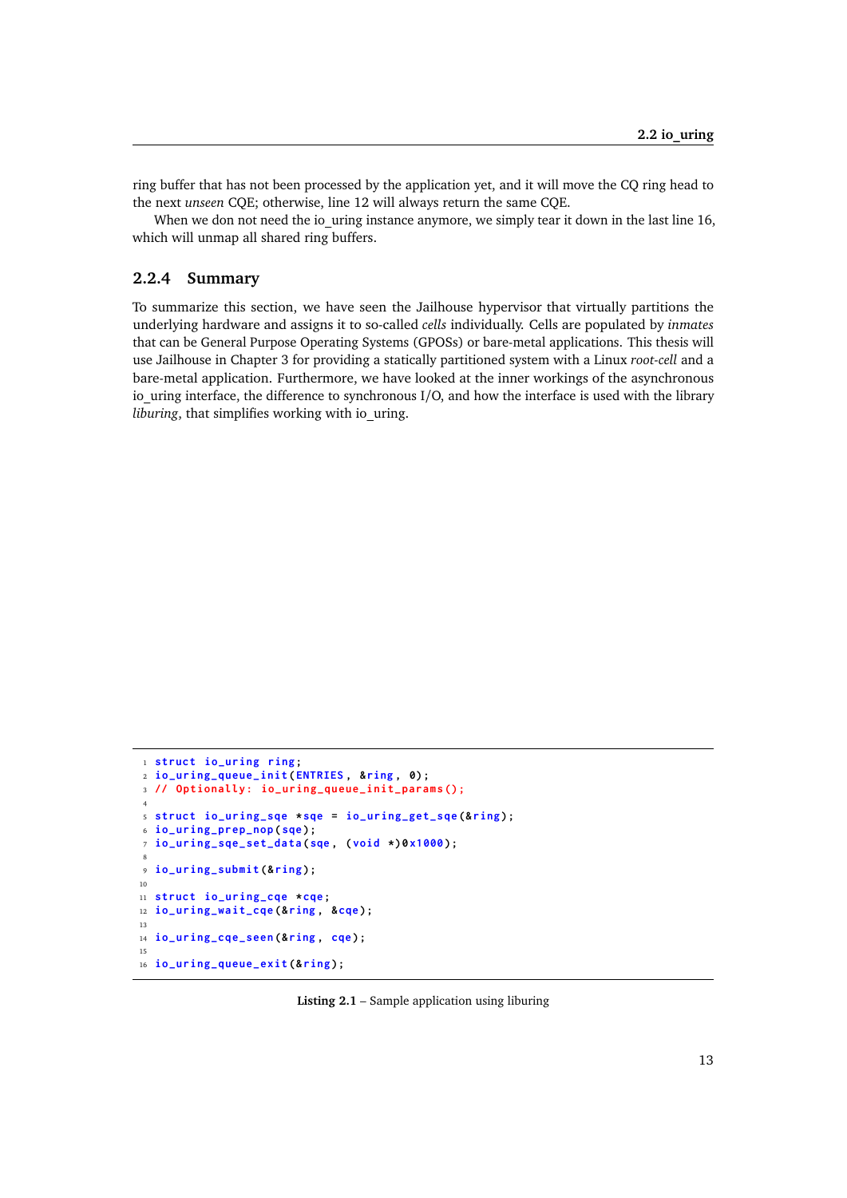ring buffer that has not been processed by the application yet, and it will move the CQ ring head to the next *unseen* CQE; otherwise, line 12 will always return the same CQE.

When we don not need the io_uring instance anymore, we simply tear it down in the last line 16, which will unmap all shared ring buffers.

### 2.2.4 Summary

To summarize this section, we have seen the Jailhouse hypervisor that virtually partitions the underlying hardware and assigns it to so-called *cells* individually. Cells are populated by *inmates* that can be General Purpose Operating Systems (GPOSs) or bare-metal applications. This thesis will use Jailhouse in Chapter 3 for providing a statically partitioned system with a Linux *root-cell* and a bare-metal application. Furthermore, we have looked at the inner workings of the asynchronous io_uring interface, the difference to synchronous I/O, and how the interface is used with the library *liburing*, that simplifies working with io_uring.

```
struct io_uring ring;
io_uring_queue_init(ENTRIES, &ring, 0);
// Optionally: io_uring_queue_init_params();

struct io_uring_sqe *sqe = io_uring_get_sqe(&ring);
io_uring_prep_nop(sqe);
io_uring_sqe_set_data(sqe, (void *)0x1000);

io_uring_submit(&ring);

struct io_uring_cqe *cqe;
io_uring_wait_cqe(&ring, &cqe);

io_uring_cqe_seen(&ring, cqe);

io_uring_queue_exit(&ring);
```

**Listing 2.1** – Sample application using liburing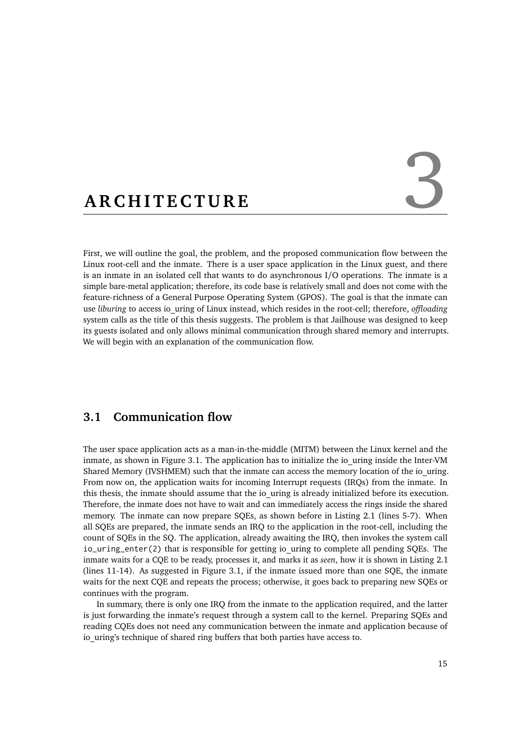# 3 ARCHITECTURE

First, we will outline the goal, the problem, and the proposed communication flow between the Linux root-cell and the inmate. There is a user space application in the Linux guest, and there is an inmate in an isolated cell that wants to do asynchronous I/O operations. The inmate is a simple bare-metal application; therefore, its code base is relatively small and does not come with the feature-richness of a General Purpose Operating System (GPOS). The goal is that the inmate can use *liburing* to access io_uring of Linux instead, which resides in the root-cell; therefore, *offloading* system calls as the title of this thesis suggests. The problem is that Jailhouse was designed to keep its guests isolated and only allows minimal communication through shared memory and interrupts. We will begin with an explanation of the communication flow.

## 3.1 Communication flow

The user space application acts as a man-in-the-middle (MITM) between the Linux kernel and the inmate, as shown in Figure 3.1. The application has to initialize the io_uring inside the Inter-VM Shared Memory (IVSHMEM) such that the inmate can access the memory location of the io_uring. From now on, the application waits for incoming Interrupt requests (IRQs) from the inmate. In this thesis, the inmate should assume that the io_uring is already initialized before its execution. Therefore, the inmate does not have to wait and can immediately access the rings inside the shared memory. The inmate can now prepare SQEs, as shown before in Listing 2.1 (lines 5-7). When all SQEs are prepared, the inmate sends an IRQ to the application in the root-cell, including the count of SQEs in the SQ. The application, already awaiting the IRQ, then invokes the system call `io_uring_enter(2)` that is responsible for getting io_uring to complete all pending SQEs. The inmate waits for a CQE to be ready, processes it, and marks it as *seen*, how it is shown in Listing 2.1 (lines 11-14). As suggested in Figure 3.1, if the inmate issued more than one SQE, the inmate waits for the next CQE and repeats the process; otherwise, it goes back to preparing new SQEs or continues with the program.

In summary, there is only one IRQ from the inmate to the application required, and the latter is just forwarding the inmate's request through a system call to the kernel. Preparing SQEs and reading CQEs does not need any communication between the inmate and application because of io_uring's technique of shared ring buffers that both parties have access to.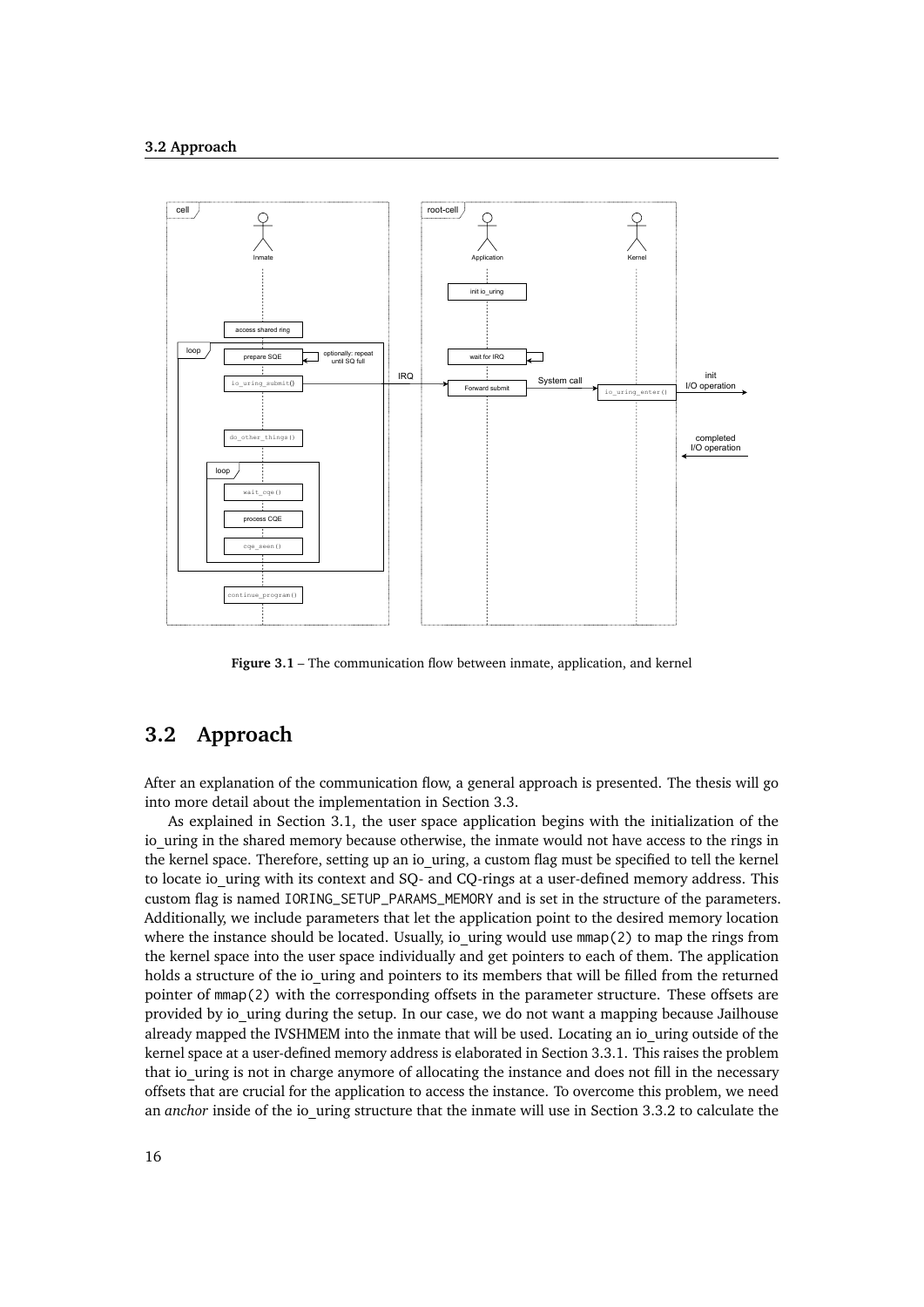**Figure 3.1** – The communication flow between inmate, application, and kernel

## 3.2 Approach

After an explanation of the communication flow, a general approach is presented. The thesis will go into more detail about the implementation in Section 3.3.

As explained in Section 3.1, the user space application begins with the initialization of the io_uring in the shared memory because otherwise, the inmate would not have access to the rings in the kernel space. Therefore, setting up an io_uring, a custom flag must be specified to tell the kernel to locate io_uring with its context and SQ- and CQ-rings at a user-defined memory address. This custom flag is named `IORING_SETUP_PARAMS_MEMORY` and is set in the structure of the parameters. Additionally, we include parameters that let the application point to the desired memory location where the instance should be located. Usually, io_uring would use `mmap(2)` to map the rings from the kernel space into the user space individually and get pointers to each of them. The application holds a structure of the io_uring and pointers to its members that will be filled from the returned pointer of `mmap(2)` with the corresponding offsets in the parameter structure. These offsets are provided by io_uring during the setup. In our case, we do not want a mapping because Jailhouse already mapped the IVSHMEM into the inmate that will be used. Locating an io_uring outside of the kernel space at a user-defined memory address is elaborated in Section 3.3.1. This raises the problem that io_uring is not in charge anymore of allocating the instance and does not fill in the necessary offsets that are crucial for the application to access the instance. To overcome this problem, we need an *anchor* inside of the io_uring structure that the inmate will use in Section 3.3.2 to calculate the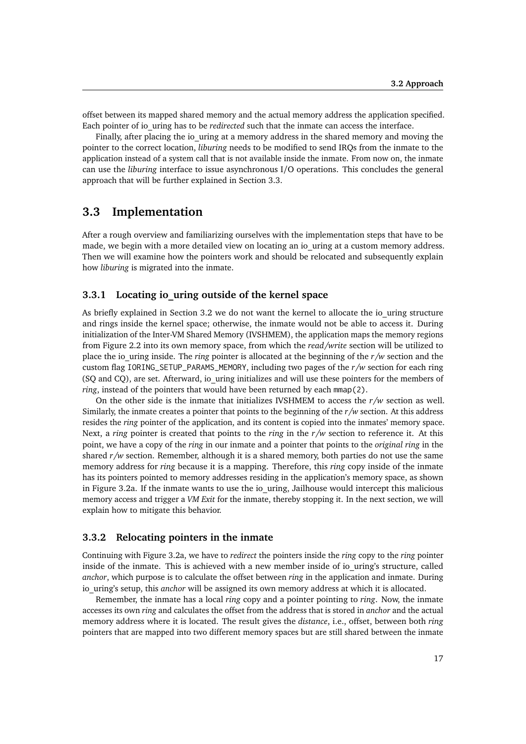offset between its mapped shared memory and the actual memory address the application specified. Each pointer of io_uring has to be *redirected* such that the inmate can access the interface.

Finally, after placing the io_uring at a memory address in the shared memory and moving the pointer to the correct location, *liburing* needs to be modified to send IRQs from the inmate to the application instead of a system call that is not available inside the inmate. From now on, the inmate can use the *liburing* interface to issue asynchronous I/O operations. This concludes the general approach that will be further explained in Section 3.3.

## 3.3 Implementation

After a rough overview and familiarizing ourselves with the implementation steps that have to be made, we begin with a more detailed view on locating an io_uring at a custom memory address. Then we will examine how the pointers work and should be relocated and subsequently explain how *liburing* is migrated into the inmate.

### 3.3.1 Locating io_uring outside of the kernel space

As briefly explained in Section 3.2 we do not want the kernel to allocate the io_uring structure and rings inside the kernel space; otherwise, the inmate would not be able to access it. During initialization of the Inter-VM Shared Memory (IVSHMEM), the application maps the memory regions from Figure 2.2 into its own memory space, from which the *read/write* section will be utilized to place the io_uring inside. The *ring* pointer is allocated at the beginning of the *r/w* section and the custom flag `IORING_SETUP_PARAMS_MEMORY`, including two pages of the *r/w* section for each ring (SQ and CQ), are set. Afterward, io_uring initializes and will use these pointers for the members of *ring*, instead of the pointers that would have been returned by each `mmap(2)`.

On the other side is the inmate that initializes IVSHMEM to access the *r/w* section as well. Similarly, the inmate creates a pointer that points to the beginning of the *r/w* section. At this address resides the *ring* pointer of the application, and its content is copied into the inmates' memory space. Next, a *ring* pointer is created that points to the *ring* in the *r/w* section to reference it. At this point, we have a copy of the *ring* in our inmate and a pointer that points to the *original ring* in the shared *r/w* section. Remember, although it is a shared memory, both parties do not use the same memory address for *ring* because it is a mapping. Therefore, this *ring* copy inside of the inmate has its pointers pointed to memory addresses residing in the application's memory space, as shown in Figure 3.2a. If the inmate wants to use the io_uring, Jailhouse would intercept this malicious memory access and trigger a *VM Exit* for the inmate, thereby stopping it. In the next section, we will explain how to mitigate this behavior.

### 3.3.2 Relocating pointers in the inmate

Continuing with Figure 3.2a, we have to *redirect* the pointers inside the *ring* copy to the *ring* pointer inside of the inmate. This is achieved with a new member inside of io_uring's structure, called *anchor*, which purpose is to calculate the offset between *ring* in the application and inmate. During io_uring's setup, this *anchor* will be assigned its own memory address at which it is allocated.

Remember, the inmate has a local *ring* copy and a pointer pointing to *ring*. Now, the inmate accesses its own *ring* and calculates the offset from the address that is stored in *anchor* and the actual memory address where it is located. The result gives the *distance*, i.e., offset, between both *ring* pointers that are mapped into two different memory spaces but are still shared between the inmate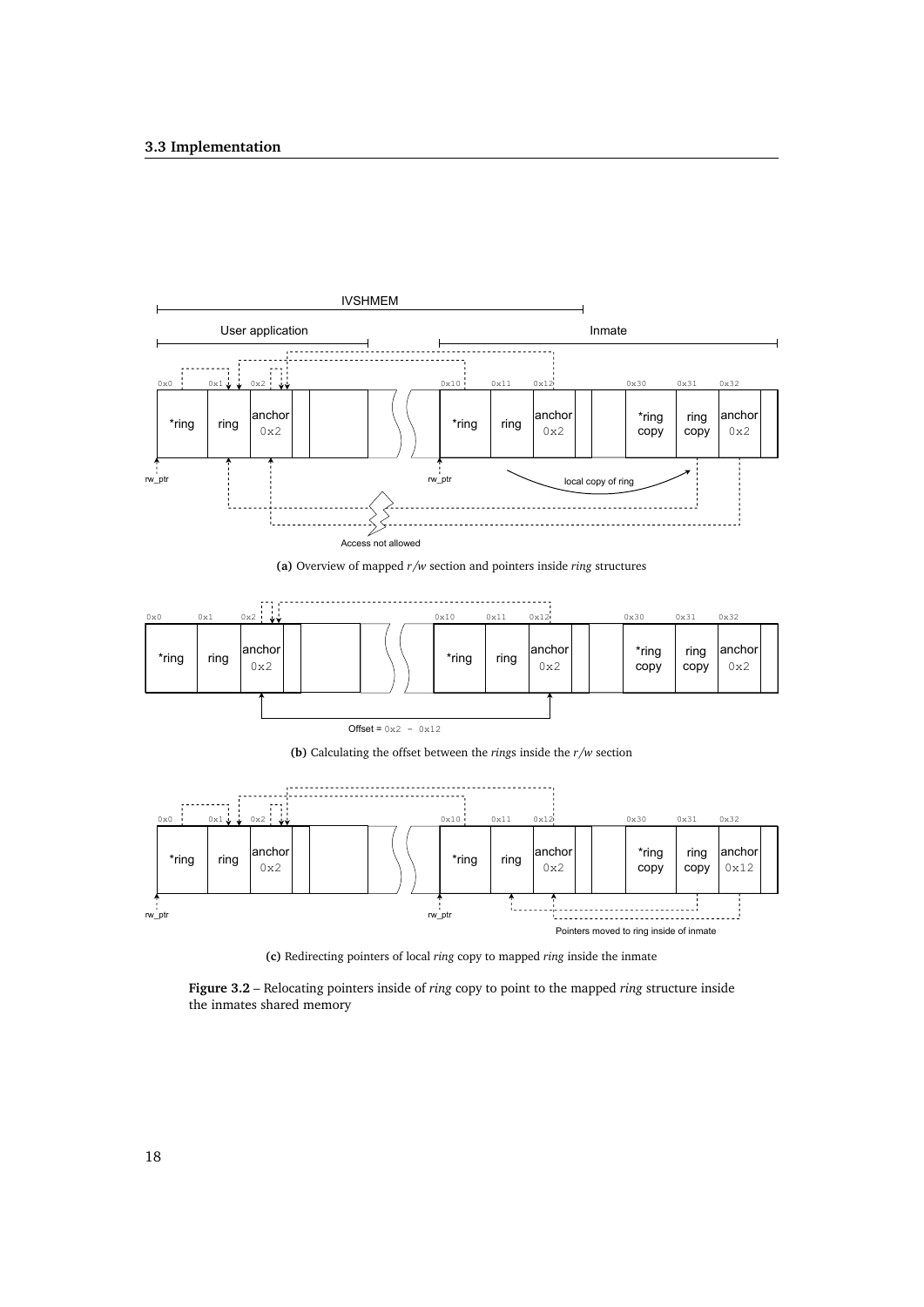(a) Overview of mapped *r/w* section and pointers inside *ring* structures

(b) Calculating the offset between the *ring*s inside the *r/w* section

(c) Redirecting pointers of local *ring* copy to mapped *ring* inside the inmate

**Figure 3.2** – Relocating pointers inside of *ring* copy to point to the mapped *ring* structure inside the inmates shared memory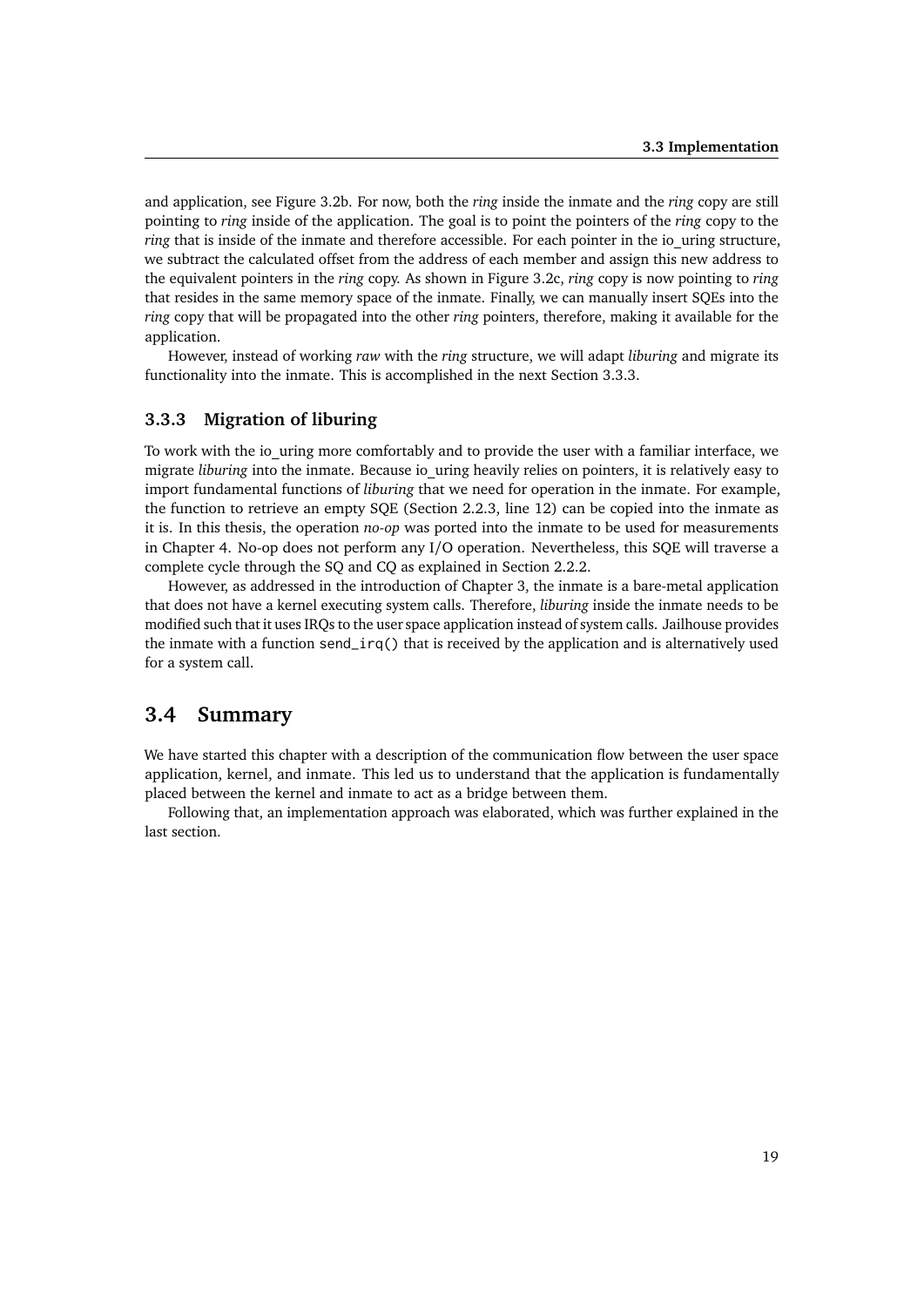and application, see Figure 3.2b. For now, both the *ring* inside the inmate and the *ring* copy are still pointing to *ring* inside of the application. The goal is to point the pointers of the *ring* copy to the *ring* that is inside of the inmate and therefore accessible. For each pointer in the io_uring structure, we subtract the calculated offset from the address of each member and assign this new address to the equivalent pointers in the *ring* copy. As shown in Figure 3.2c, *ring* copy is now pointing to *ring* that resides in the same memory space of the inmate. Finally, we can manually insert SQEs into the *ring* copy that will be propagated into the other *ring* pointers, therefore, making it available for the application.

However, instead of working *raw* with the *ring* structure, we will adapt *liburing* and migrate its functionality into the inmate. This is accomplished in the next Section 3.3.3.

### 3.3.3 Migration of liburing

To work with the io_uring more comfortably and to provide the user with a familiar interface, we migrate *liburing* into the inmate. Because io_uring heavily relies on pointers, it is relatively easy to import fundamental functions of *liburing* that we need for operation in the inmate. For example, the function to retrieve an empty SQE (Section 2.2.3, line 12) can be copied into the inmate as it is. In this thesis, the operation *no-op* was ported into the inmate to be used for measurements in Chapter 4. No-op does not perform any I/O operation. Nevertheless, this SQE will traverse a complete cycle through the SQ and CQ as explained in Section 2.2.2.

However, as addressed in the introduction of Chapter 3, the inmate is a bare-metal application that does not have a kernel executing system calls. Therefore, *liburing* inside the inmate needs to be modified such that it uses IRQs to the user space application instead of system calls. Jailhouse provides the inmate with a function `send_irq()` that is received by the application and is alternatively used for a system call.

## 3.4 Summary

We have started this chapter with a description of the communication flow between the user space application, kernel, and inmate. This led us to understand that the application is fundamentally placed between the kernel and inmate to act as a bridge between them.

Following that, an implementation approach was elaborated, which was further explained in the last section.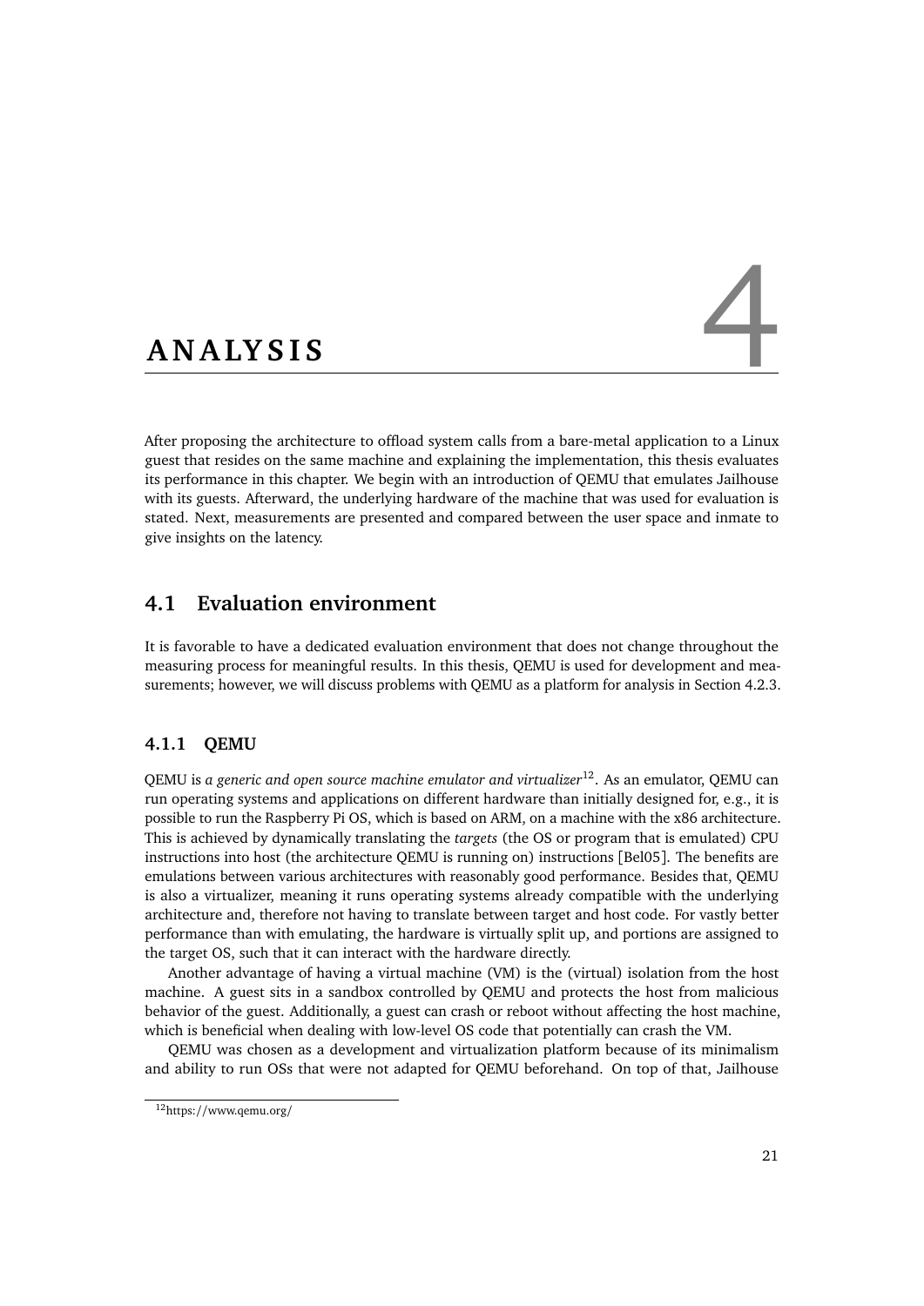# 4 ANALYSIS

After proposing the architecture to offload system calls from a bare-metal application to a Linux guest that resides on the same machine and explaining the implementation, this thesis evaluates its performance in this chapter. We begin with an introduction of QEMU that emulates Jailhouse with its guests. Afterward, the underlying hardware of the machine that was used for evaluation is stated. Next, measurements are presented and compared between the user space and inmate to give insights on the latency.

## 4.1 Evaluation environment

It is favorable to have a dedicated evaluation environment that does not change throughout the measuring process for meaningful results. In this thesis, QEMU is used for development and measurements; however, we will discuss problems with QEMU as a platform for analysis in Section 4.2.3.

### 4.1.1 QEMU

QEMU is *a generic and open source machine emulator and virtualizer*[12]. As an emulator, QEMU can run operating systems and applications on different hardware than initially designed for, e.g., it is possible to run the Raspberry Pi OS, which is based on ARM, on a machine with the x86 architecture. This is achieved by dynamically translating the *targets* (the OS or program that is emulated) CPU instructions into host (the architecture QEMU is running on) instructions [Bel05]. The benefits are emulations between various architectures with reasonably good performance. Besides that, QEMU is also a virtualizer, meaning it runs operating systems already compatible with the underlying architecture and, therefore not having to translate between target and host code. For vastly better performance than with emulating, the hardware is virtually split up, and portions are assigned to the target OS, such that it can interact with the hardware directly.

Another advantage of having a virtual machine (VM) is the (virtual) isolation from the host machine. A guest sits in a sandbox controlled by QEMU and protects the host from malicious behavior of the guest. Additionally, a guest can crash or reboot without affecting the host machine, which is beneficial when dealing with low-level OS code that potentially can crash the VM.

QEMU was chosen as a development and virtualization platform because of its minimalism and ability to run OSs that were not adapted for QEMU beforehand. On top of that, Jailhouse

[12] https://www.qemu.org/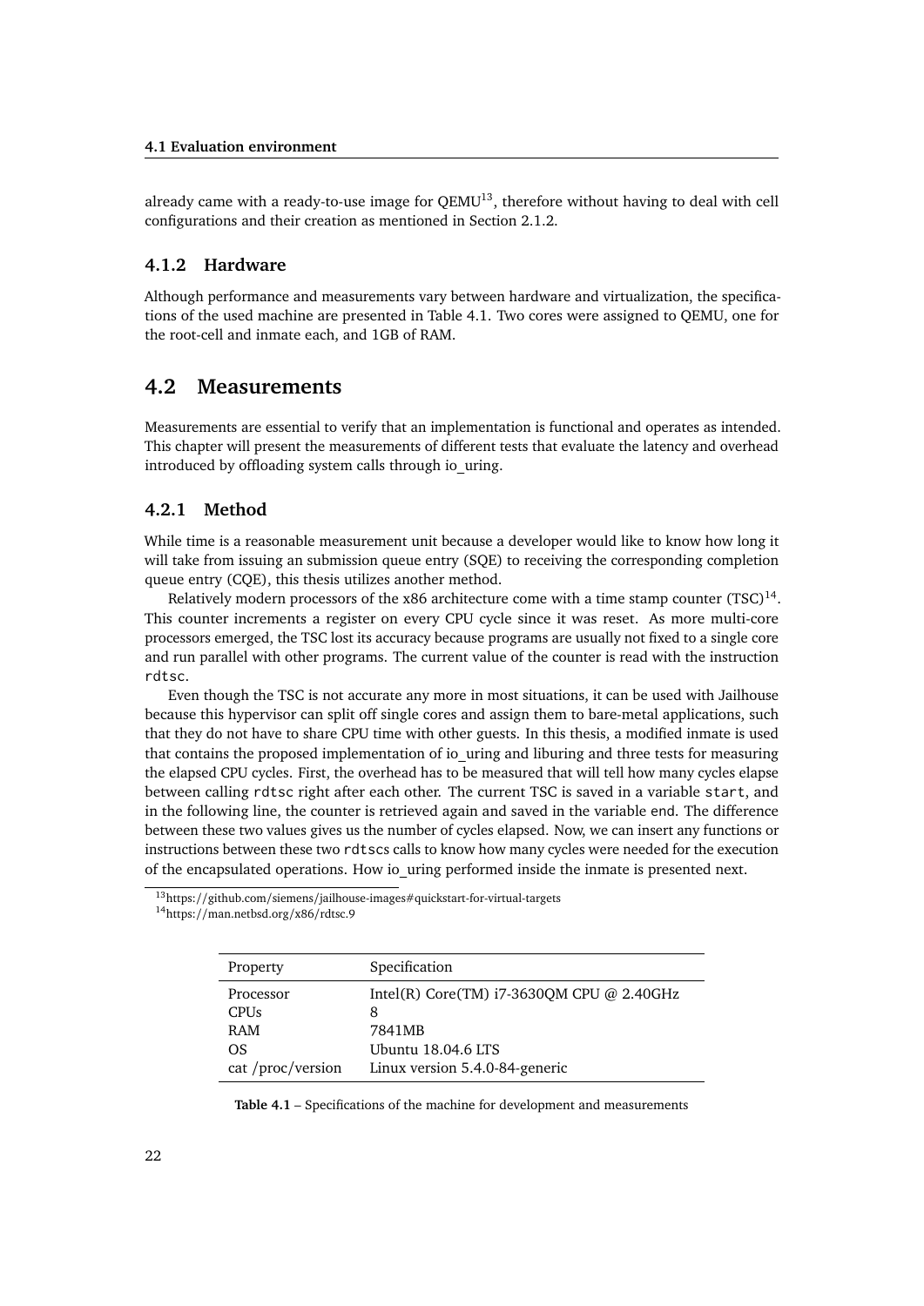already came with a ready-to-use image for QEMU[13], therefore without having to deal with cell configurations and their creation as mentioned in Section 2.1.2.

### 4.1.2 Hardware

Although performance and measurements vary between hardware and virtualization, the specifications of the used machine are presented in Table 4.1. Two cores were assigned to QEMU, one for the root-cell and inmate each, and 1GB of RAM.

## 4.2 Measurements

Measurements are essential to verify that an implementation is functional and operates as intended. This chapter will present the measurements of different tests that evaluate the latency and overhead introduced by offloading system calls through io_uring.

### 4.2.1 Method

While time is a reasonable measurement unit because a developer would like to know how long it will take from issuing an submission queue entry (SQE) to receiving the corresponding completion queue entry (CQE), this thesis utilizes another method.

Relatively modern processors of the x86 architecture come with a time stamp counter (TSC)[14]. This counter increments a register on every CPU cycle since it was reset. As more multi-core processors emerged, the TSC lost its accuracy because programs are usually not fixed to a single core and run parallel with other programs. The current value of the counter is read with the instruction `rdtsc`.

Even though the TSC is not accurate any more in most situations, it can be used with Jailhouse because this hypervisor can split off single cores and assign them to bare-metal applications, such that they do not have to share CPU time with other guests. In this thesis, a modified inmate is used that contains the proposed implementation of io_uring and liburing and three tests for measuring the elapsed CPU cycles. First, the overhead has to be measured that will tell how many cycles elapse between calling `rdtsc` right after each other. The current TSC is saved in a variable `start`, and in the following line, the counter is retrieved again and saved in the variable `end`. The difference between these two values gives us the number of cycles elapsed. Now, we can insert any functions or instructions between these two `rdtsc`s calls to know how many cycles were needed for the execution of the encapsulated operations. How io_uring performed inside the inmate is presented next.

[13] https://github.com/siemens/jailhouse-images#quickstart-for-virtual-targets

[14] https://man.netbsd.org/x86/rdtsc.9

| Property | Specification |
|---|---|
| Processor | Intel(R) Core(TM) i7-3630QM CPU @ 2.40GHz |
| CPUs | 8 |
| RAM | 7841MB |
| OS | Ubuntu 18.04.6 LTS |
| cat /proc/version | Linux version 5.4.0-84-generic |

**Table 4.1** – Specifications of the machine for development and measurements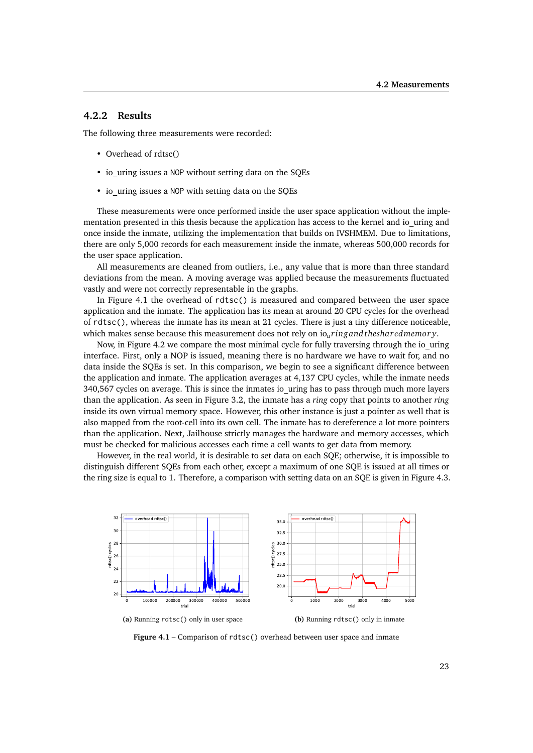### 4.2.2 Results

The following three measurements were recorded:

- Overhead of rdtsc()
- io_uring issues a NOP without setting data on the SQEs
- io_uring issues a NOP with setting data on the SQEs

These measurements were once performed inside the user space application without the implementation presented in this thesis because the application has access to the kernel and io_uring and once inside the inmate, utilizing the implementation that builds on IVSHMEM. Due to limitations, there are only 5,000 records for each measurement inside the inmate, whereas 500,000 records for the user space application.

All measurements are cleaned from outliers, i.e., any value that is more than three standard deviations from the mean. A moving average was applied because the measurements fluctuated vastly and were not correctly representable in the graphs.

In Figure 4.1 the overhead of `rdtsc()` is measured and compared between the user space application and the inmate. The application has its mean at around 20 CPU cycles for the overhead of `rdtsc()`, whereas the inmate has its mean at 21 cycles. There is just a tiny difference noticeable, which makes sense because this measurement does not rely on $io_u ring and the shared memory$.

Now, in Figure 4.2 we compare the most minimal cycle for fully traversing through the io_uring interface. First, only a NOP is issued, meaning there is no hardware we have to wait for, and no data inside the SQEs is set. In this comparison, we begin to see a significant difference between the application and inmate. The application averages at 4,137 CPU cycles, while the inmate needs 340,567 cycles on average. This is since the inmates io_uring has to pass through much more layers than the application. As seen in Figure 3.2, the inmate has a *ring* copy that points to another *ring* inside its own virtual memory space. However, this other instance is just a pointer as well that is also mapped from the root-cell into its own cell. The inmate has to dereference a lot more pointers than the application. Next, Jailhouse strictly manages the hardware and memory accesses, which must be checked for malicious accesses each time a cell wants to get data from memory.

However, in the real world, it is desirable to set data on each SQE; otherwise, it is impossible to distinguish different SQEs from each other, except a maximum of one SQE is issued at all times or the ring size is equal to 1. Therefore, a comparison with setting data on an SQE is given in Figure 4.3.

**(a)** Running `rdtsc()` only in user space

**(b)** Running `rdtsc()` only in inmate

**Figure 4.1** – Comparison of `rdtsc()` overhead between user space and inmate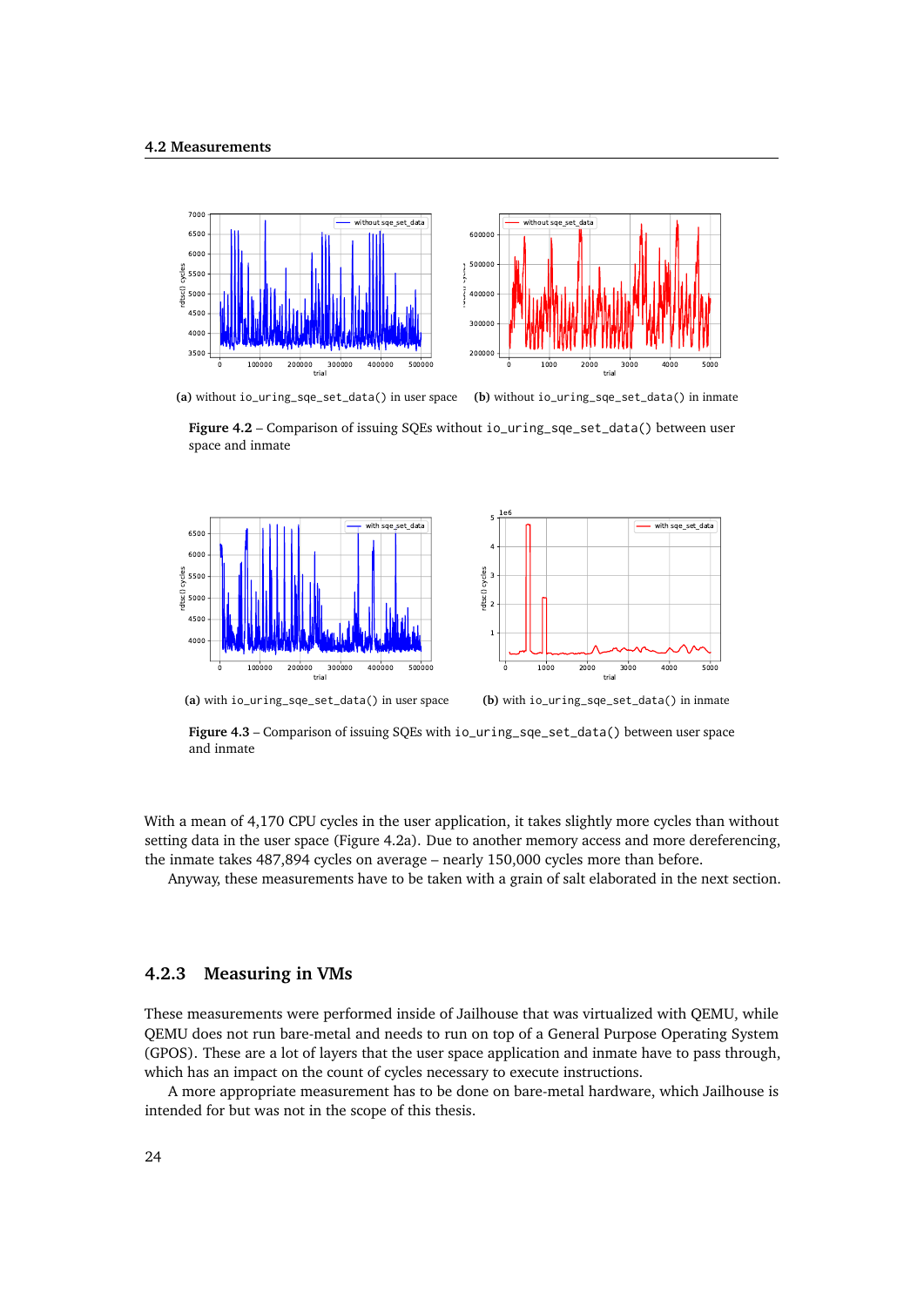(a) without `io_uring_sqe_set_data()` in user space (b) without `io_uring_sqe_set_data()` in inmate

**Figure 4.2** – Comparison of issuing SQEs without `io_uring_sqe_set_data()` between user space and inmate

(a) with `io_uring_sqe_set_data()` in user space (b) with `io_uring_sqe_set_data()` in inmate

**Figure 4.3** – Comparison of issuing SQEs with `io_uring_sqe_set_data()` between user space and inmate

With a mean of 4,170 CPU cycles in the user application, it takes slightly more cycles than without setting data in the user space (Figure 4.2a). Due to another memory access and more dereferencing, the inmate takes 487,894 cycles on average – nearly 150,000 cycles more than before.

Anyway, these measurements have to be taken with a grain of salt elaborated in the next section.

### 4.2.3 Measuring in VMs

These measurements were performed inside of Jailhouse that was virtualized with QEMU, while QEMU does not run bare-metal and needs to run on top of a General Purpose Operating System (GPOS). These are a lot of layers that the user space application and inmate have to pass through, which has an impact on the count of cycles necessary to execute instructions.

A more appropriate measurement has to be done on bare-metal hardware, which Jailhouse is intended for but was not in the scope of this thesis.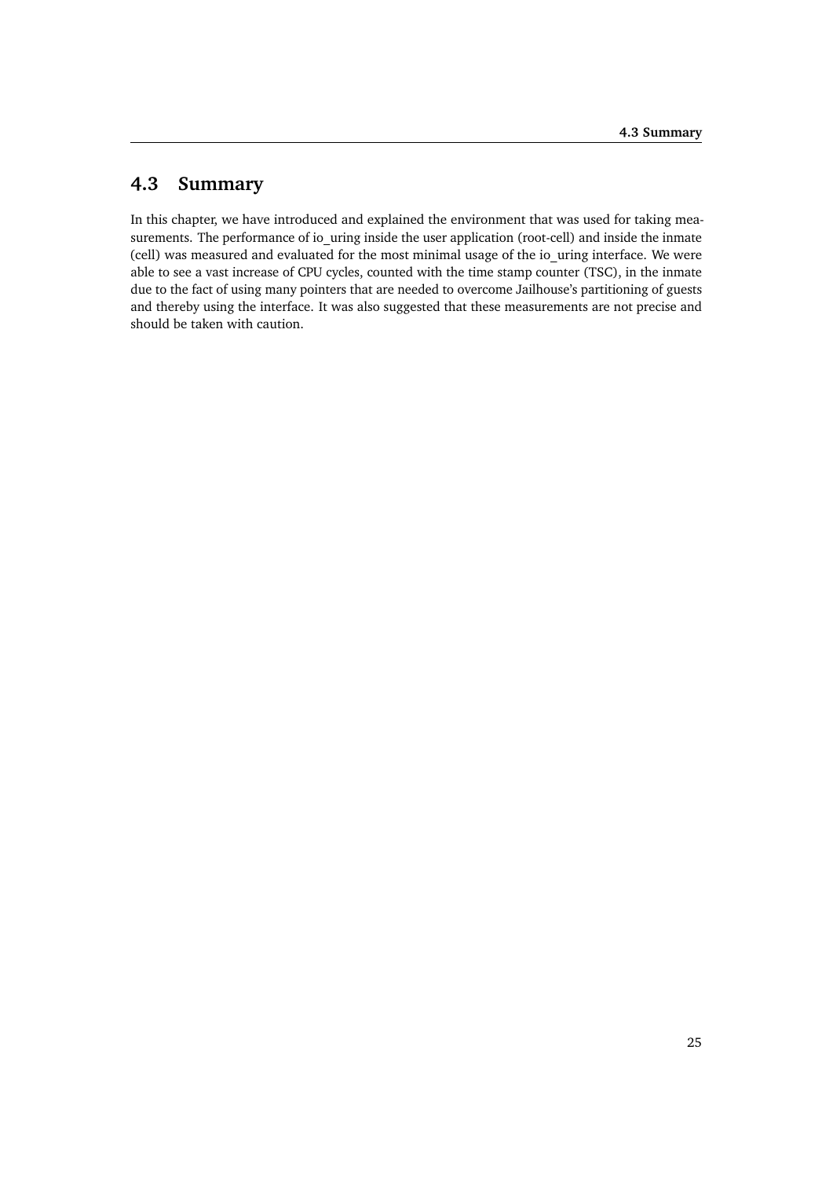## 4.3 Summary

In this chapter, we have introduced and explained the environment that was used for taking measurements. The performance of io_uring inside the user application (root-cell) and inside the inmate (cell) was measured and evaluated for the most minimal usage of the io_uring interface. We were able to see a vast increase of CPU cycles, counted with the time stamp counter (TSC), in the inmate due to the fact of using many pointers that are needed to overcome Jailhouse's partitioning of guests and thereby using the interface. It was also suggested that these measurements are not precise and should be taken with caution.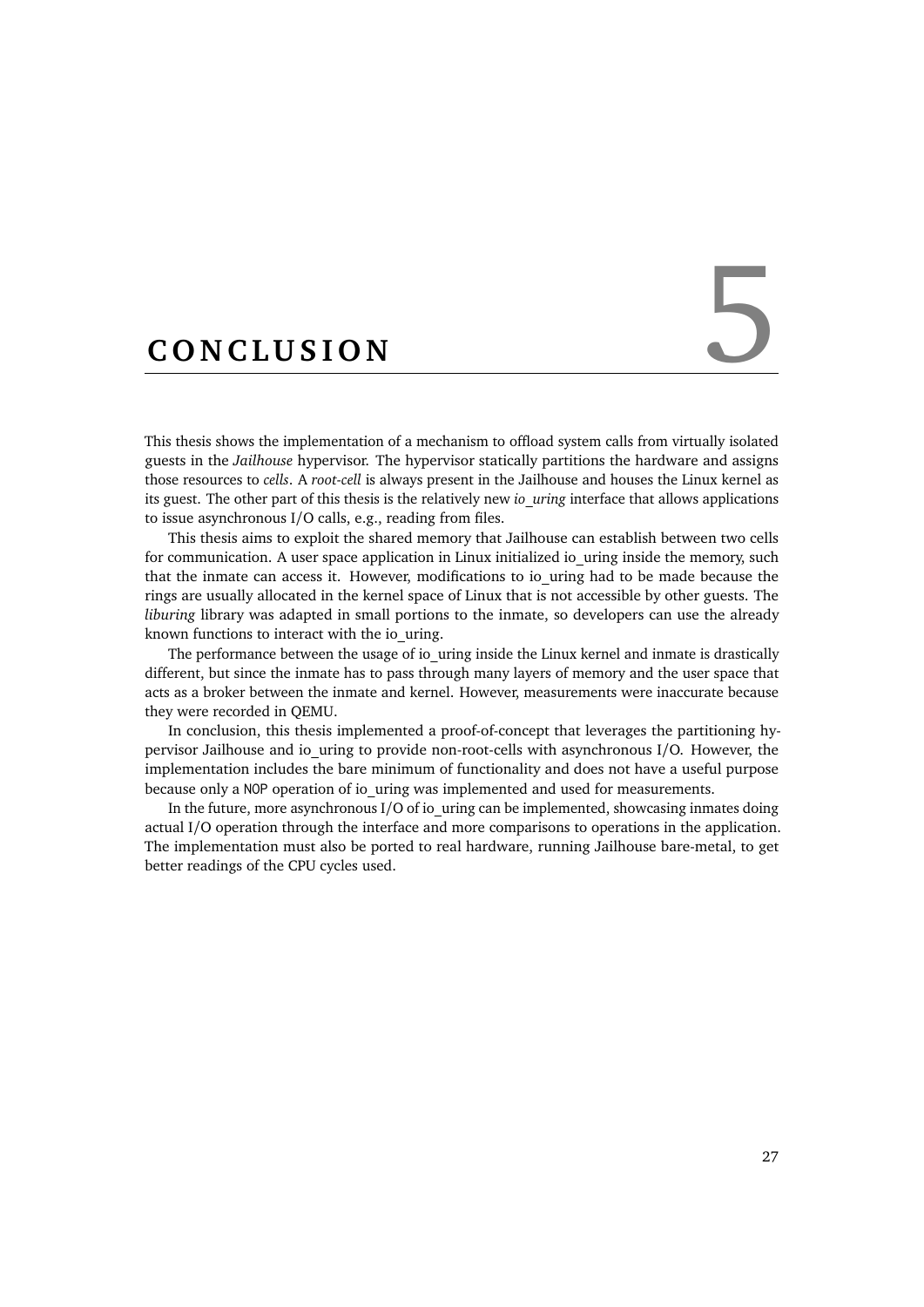# 5 CONCLUSION

This thesis shows the implementation of a mechanism to offload system calls from virtually isolated guests in the *Jailhouse* hypervisor. The hypervisor statically partitions the hardware and assigns those resources to *cells*. A *root-cell* is always present in the Jailhouse and houses the Linux kernel as its guest. The other part of this thesis is the relatively new *io_uring* interface that allows applications to issue asynchronous I/O calls, e.g., reading from files.

This thesis aims to exploit the shared memory that Jailhouse can establish between two cells for communication. A user space application in Linux initialized io_uring inside the memory, such that the inmate can access it. However, modifications to io_uring had to be made because the rings are usually allocated in the kernel space of Linux that is not accessible by other guests. The *liburing* library was adapted in small portions to the inmate, so developers can use the already known functions to interact with the io_uring.

The performance between the usage of io_uring inside the Linux kernel and inmate is drastically different, but since the inmate has to pass through many layers of memory and the user space that acts as a broker between the inmate and kernel. However, measurements were inaccurate because they were recorded in QEMU.

In conclusion, this thesis implemented a proof-of-concept that leverages the partitioning hypervisor Jailhouse and io_uring to provide non-root-cells with asynchronous I/O. However, the implementation includes the bare minimum of functionality and does not have a useful purpose because only a `NOP` operation of io_uring was implemented and used for measurements.

In the future, more asynchronous I/O of io_uring can be implemented, showcasing inmates doing actual I/O operation through the interface and more comparisons to operations in the application. The implementation must also be ported to real hardware, running Jailhouse bare-metal, to get better readings of the CPU cycles used.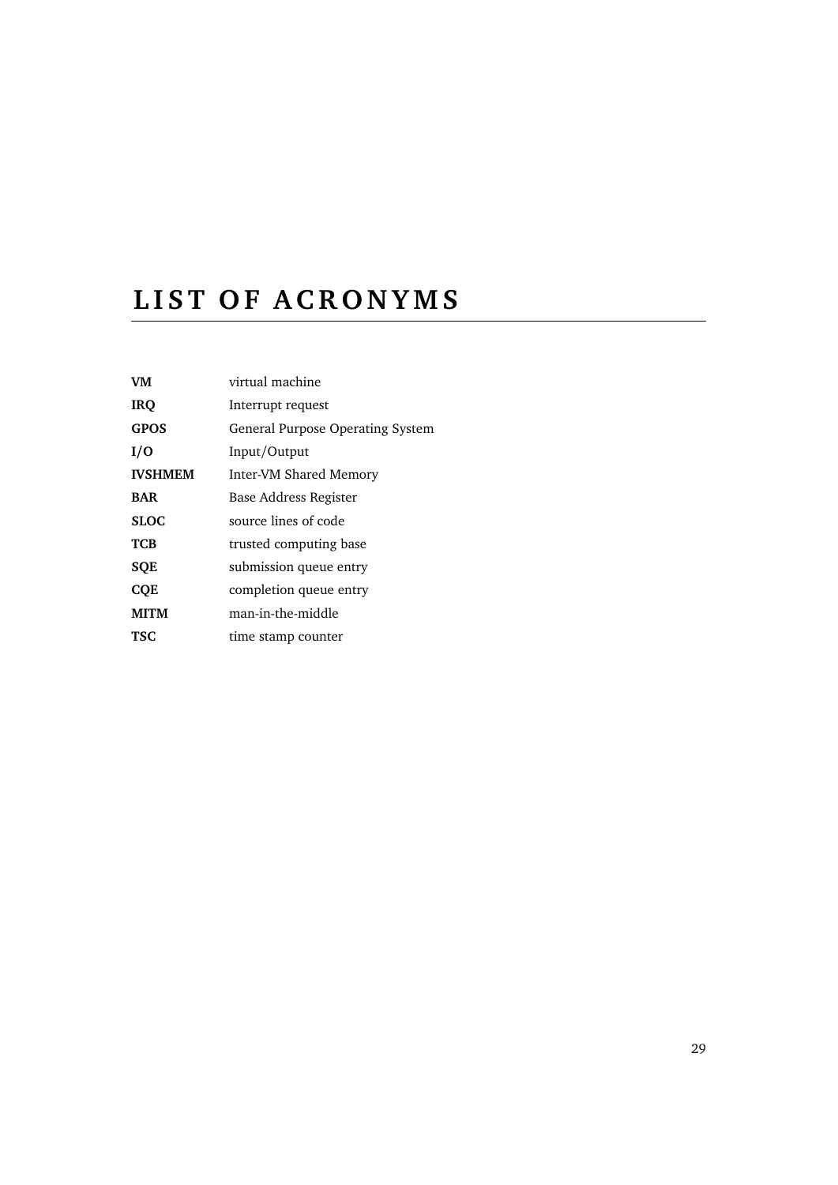# LIST OF ACRONYMS

**VM** virtual machine

**IRQ** Interrupt request

**GPOS** General Purpose Operating System

**I/O** Input/Output

**IVSHMEM** Inter-VM Shared Memory

**BAR** Base Address Register

**SLOC** source lines of code

**TCB** trusted computing base

**SQE** submission queue entry

**CQE** completion queue entry

**MITM** man-in-the-middle

**TSC** time stamp counter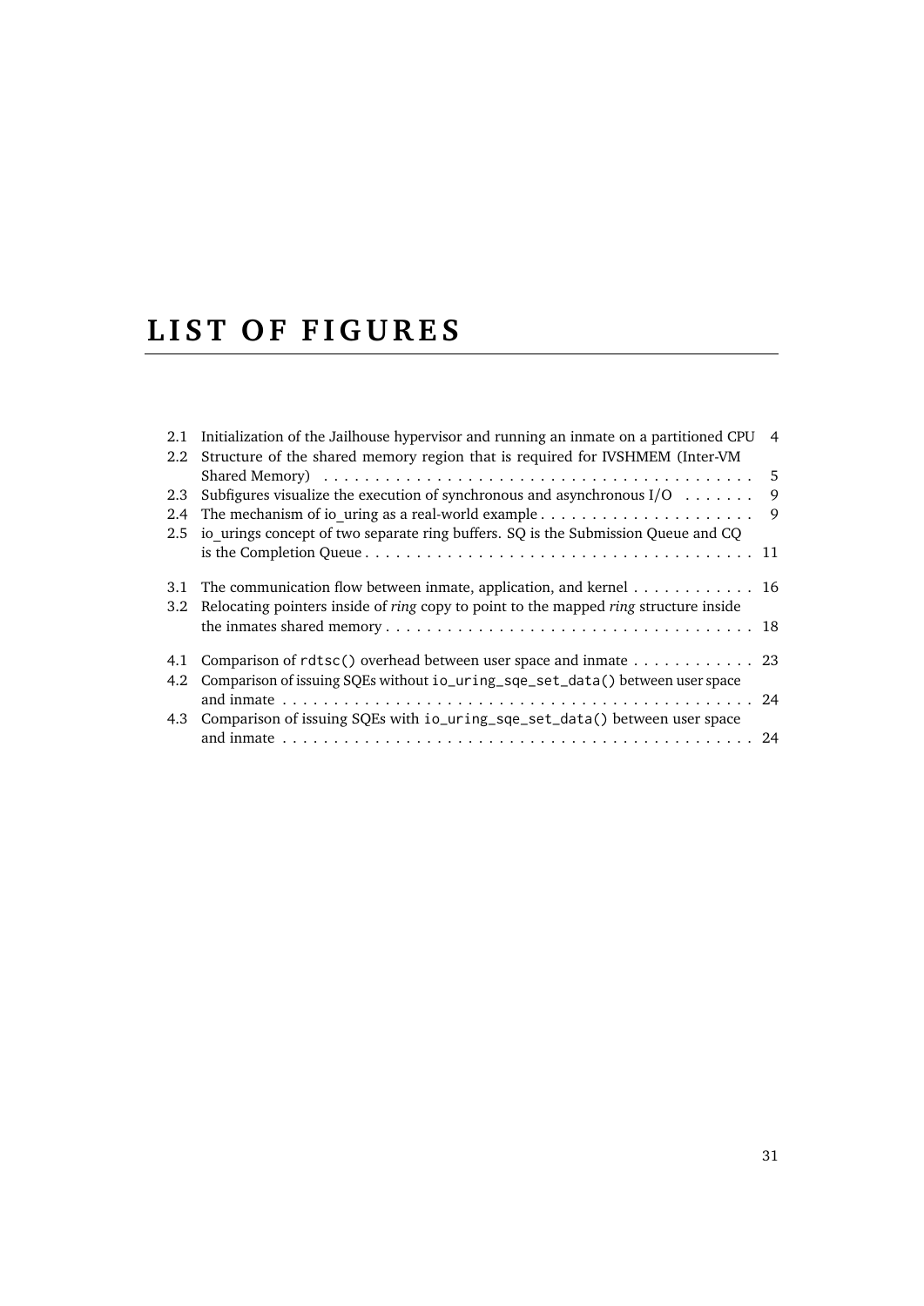# LIST OF FIGURES

2.1 Initialization of the Jailhouse hypervisor and running an inmate on a partitioned CPU 4
2.2 Structure of the shared memory region that is required for IVSHMEM (Inter-VM Shared Memory) . . . . . . . . . . . . . . . . . . . . . . . . . . . . . . . . . . . . . . . . . 5
2.3 Subfigures visualize the execution of synchronous and asynchronous I/O . . . . . . . 9
2.4 The mechanism of io_uring as a real-world example . . . . . . . . . . . . . . . . . . . . . 9
2.5 io_urings concept of two separate ring buffers. SQ is the Submission Queue and CQ is the Completion Queue . . . . . . . . . . . . . . . . . . . . . . . . . . . . . . . . . . . . . 11

3.1 The communication flow between inmate, application, and kernel . . . . . . . . . . . . 16
3.2 Relocating pointers inside of *ring* copy to point to the mapped *ring* structure inside the inmates shared memory . . . . . . . . . . . . . . . . . . . . . . . . . . . . . . . . . . . 18

4.1 Comparison of `rdtsc()` overhead between user space and inmate . . . . . . . . . . . . 23
4.2 Comparison of issuing SQEs without `io_uring_sqe_set_data()` between user space and inmate . . . . . . . . . . . . . . . . . . . . . . . . . . . . . . . . . . . . . . . . . . . . . 24
4.3 Comparison of issuing SQEs with `io_uring_sqe_set_data()` between user space and inmate . . . . . . . . . . . . . . . . . . . . . . . . . . . . . . . . . . . . . . . . . . . . . 24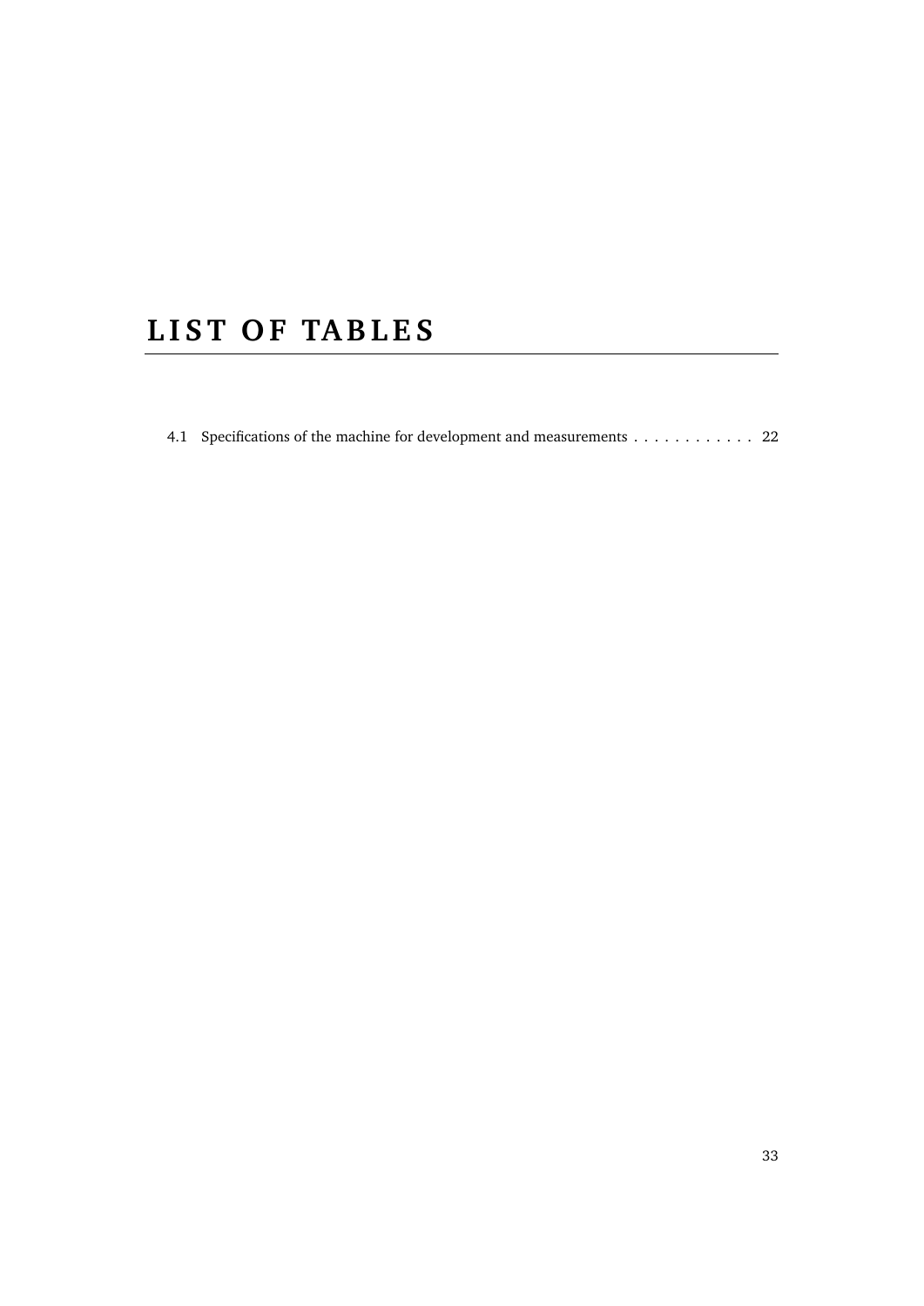# LIST OF TABLES

4.1 Specifications of the machine for development and measurements . . . . . . . . . . . . 22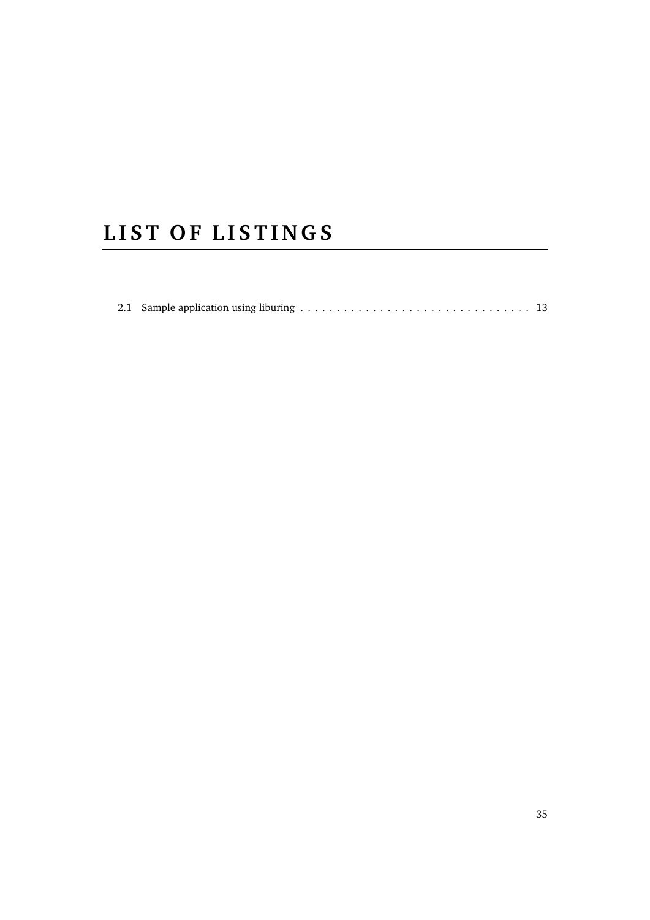# LIST OF LISTINGS

2.1 Sample application using liburing . . . . . . . . . . . . . . . . . . . . . . . . . . . . . . . . . 13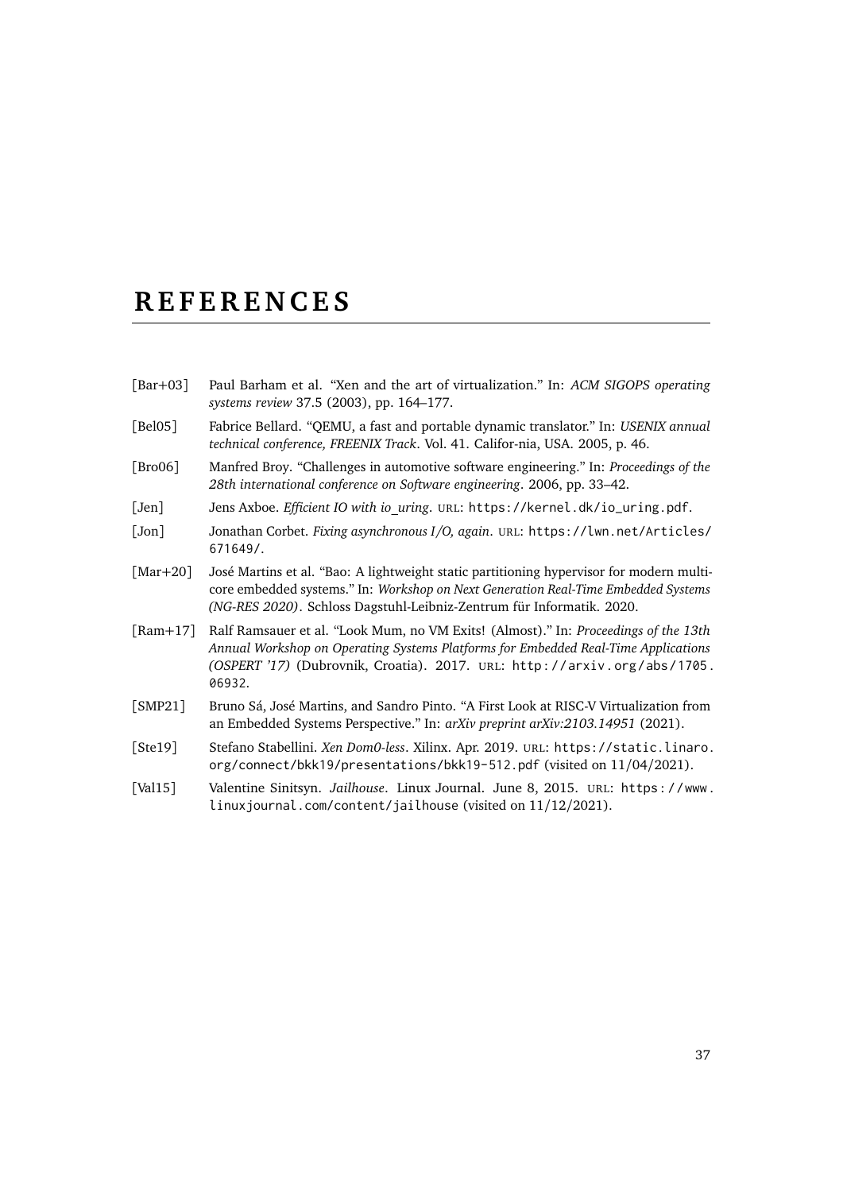# REFERENCES

[Bar+03] Paul Barham et al. "Xen and the art of virtualization." In: *ACM SIGOPS operating systems review* 37.5 (2003), pp. 164–177.

[Bel05] Fabrice Bellard. "QEMU, a fast and portable dynamic translator." In: *USENIX annual technical conference, FREENIX Track*. Vol. 41. Califor-nia, USA. 2005, p. 46.

[Bro06] Manfred Broy. "Challenges in automotive software engineering." In: *Proceedings of the 28th international conference on Software engineering*. 2006, pp. 33–42.

[Jen] Jens Axboe. *Efficient IO with io_uring*. URL: https://kernel.dk/io_uring.pdf.

[Jon] Jonathan Corbet. *Fixing asynchronous I/O, again*. URL: https://lwn.net/Articles/671649/.

[Mar+20] José Martins et al. "Bao: A lightweight static partitioning hypervisor for modern multi-core embedded systems." In: *Workshop on Next Generation Real-Time Embedded Systems (NG-RES 2020)*. Schloss Dagstuhl-Leibniz-Zentrum für Informatik. 2020.

[Ram+17] Ralf Ramsauer et al. "Look Mum, no VM Exits! (Almost)." In: *Proceedings of the 13th Annual Workshop on Operating Systems Platforms for Embedded Real-Time Applications (OSPERT '17)* (Dubrovnik, Croatia). 2017. URL: http://arxiv.org/abs/1705.06932.

[SMP21] Bruno Sá, José Martins, and Sandro Pinto. "A First Look at RISC-V Virtualization from an Embedded Systems Perspective." In: *arXiv preprint arXiv:2103.14951* (2021).

[Ste19] Stefano Stabellini. *Xen Dom0-less*. Xilinx. Apr. 2019. URL: https://static.linaro.org/connect/bkk19/presentations/bkk19-512.pdf (visited on 11/04/2021).

[Val15] Valentine Sinitsyn. *Jailhouse*. Linux Journal. June 8, 2015. URL: https://www.linuxjournal.com/content/jailhouse (visited on 11/12/2021).